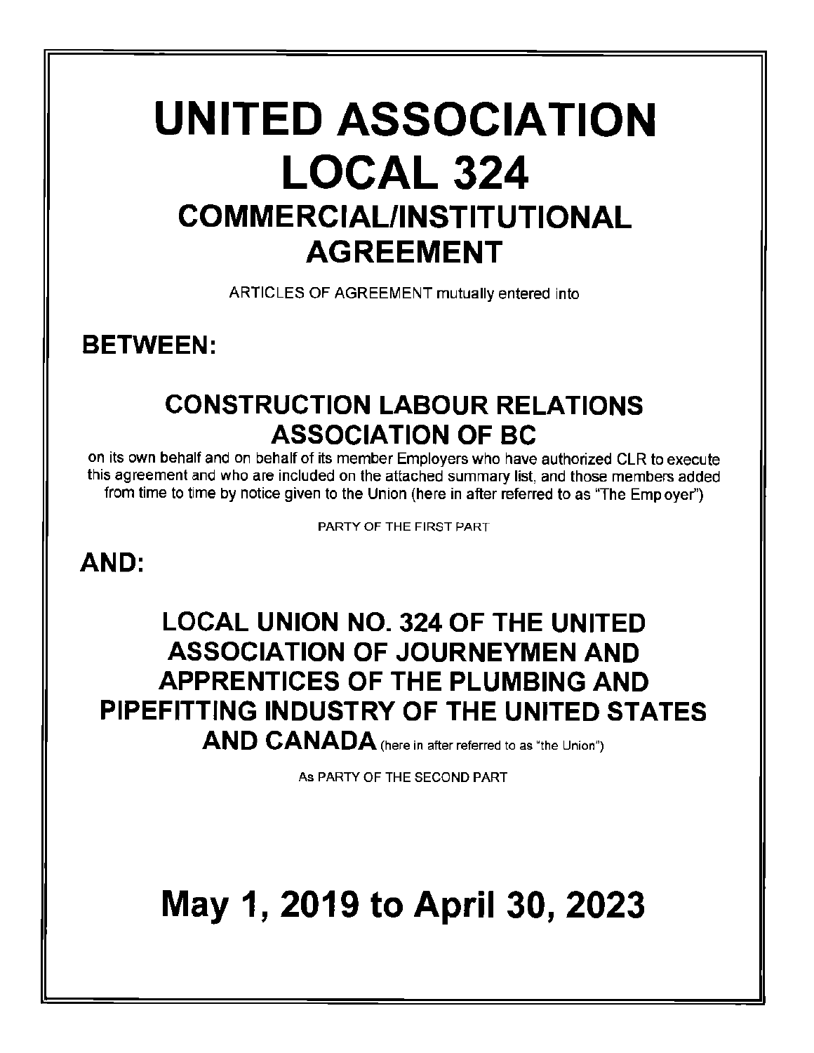# UNITED ASSOCIATION LOCAL 324

## COMMERCIAL/INSTITUTIONAL AGREEMENT

ARTICLES OF AGREEMENT mutually entered into

**BETWEEN:**

### CONSTRUCTION LABOUR RELATIONS ASSOCIATION OF BC

on its own behalf and on behalf of its member Employers who have authorized CLR to execute this agreement and who are included on the attached summary list, and those members added from time to time by notice given to the Union (here in after referred to as "The Emp oyer")

PARTY OF THE FIRST PART

**AND:**

### LOCAL UNION NO. 324 OF THE UNITED ASSOCIATION OF JOURNEYMEN AND APPRENTICES OF THE PLUMBING AND PIPEFITTING INDUSTRY OF THE UNITED STATES AND CANADA (here in after referred to as "the Union")

As PARTY OF THE SECOND PART

# May 1, 2019 to April 30, 2023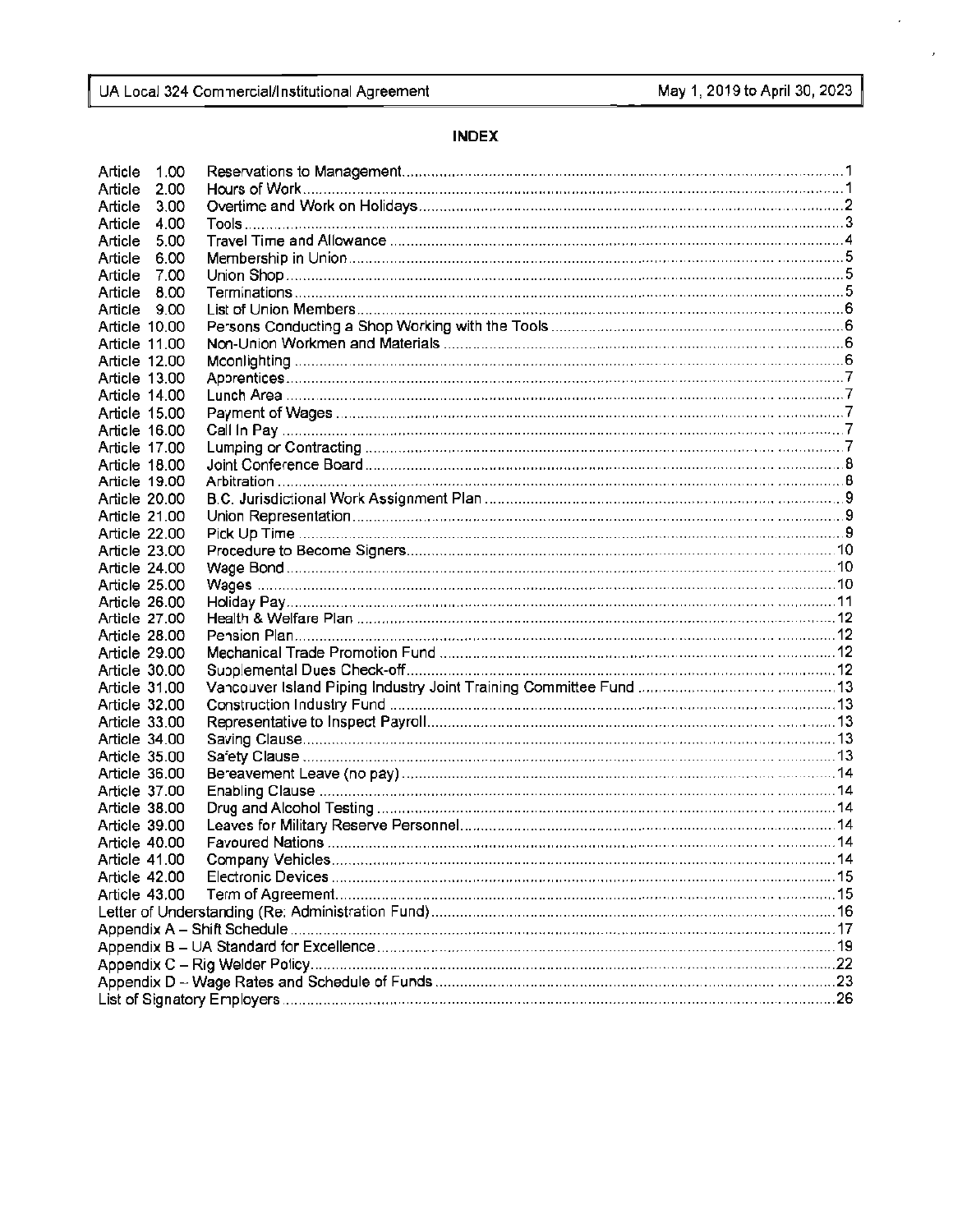## INDEX

| | | |
|---|---|---|
| Article 1.00 | Reservations to Management | 1 |
| Article 2.00 | Hours of Work | 1 |
| Article 3.00 | Overtime and Work on Holidays | 2 |
| Article 4.00 | Tools | 3 |
| Article 5.00 | Travel Time and Allowance | 4 |
| Article 6.00 | Membership in Union | 5 |
| Article 7.00 | Union Shop | 5 |
| Article 8.00 | Terminations | 5 |
| Article 9.00 | List of Union Members | 6 |
| Article 10.00 | Persons Conducting a Shop Working with the Tools | 6 |
| Article 11.00 | Non-Union Workmen and Materials | 6 |
| Article 12.00 | Moonlighting | 6 |
| Article 13.00 | Apprentices | 7 |
| Article 14.00 | Lunch Area | 7 |
| Article 15.00 | Payment of Wages | 7 |
| Article 16.00 | Call In Pay | 7 |
| Article 17.00 | Lumping or Contracting | 7 |
| Article 18.00 | Joint Conference Board | 8 |
| Article 19.00 | Arbitration | 8 |
| Article 20.00 | B.C. Jurisdictional Work Assignment Plan | 9 |
| Article 21.00 | Union Representation | 9 |
| Article 22.00 | Pick Up Time | 9 |
| Article 23.00 | Procedure to Become Signers | 10 |
| Article 24.00 | Wage Bond | 10 |
| Article 25.00 | Wages | 10 |
| Article 26.00 | Holiday Pay | 11 |
| Article 27.00 | Health & Welfare Plan | 12 |
| Article 28.00 | Pension Plan | 12 |
| Article 29.00 | Mechanical Trade Promotion Fund | 12 |
| Article 30.00 | Supplemental Dues Check-off | 12 |
| Article 31.00 | Vancouver Island Piping Industry Joint Training Committee Fund | 13 |
| Article 32.00 | Construction Industry Fund | 13 |
| Article 33.00 | Representative to Inspect Payroll | 13 |
| Article 34.00 | Saving Clause | 13 |
| Article 35.00 | Safety Clause | 13 |
| Article 36.00 | Bereavement Leave (no pay) | 14 |
| Article 37.00 | Enabling Clause | 14 |
| Article 38.00 | Drug and Alcohol Testing | 14 |
| Article 39.00 | Leaves for Military Reserve Personnel | 14 |
| Article 40.00 | Favoured Nations | 14 |
| Article 41.00 | Company Vehicles | 14 |
| Article 42.00 | Electronic Devices | 15 |
| Article 43.00 | Term of Agreement | 15 |
| Letter of Understanding (Re: Administration Fund) | | 16 |
| Appendix A – Shift Schedule | | 17 |
| Appendix B – UA Standard for Excellence | | 19 |
| Appendix C – Rig Welder Policy | | 22 |
| Appendix D – Wage Rates and Schedule of Funds | | 23 |
| List of Signatory Employers | | 26 |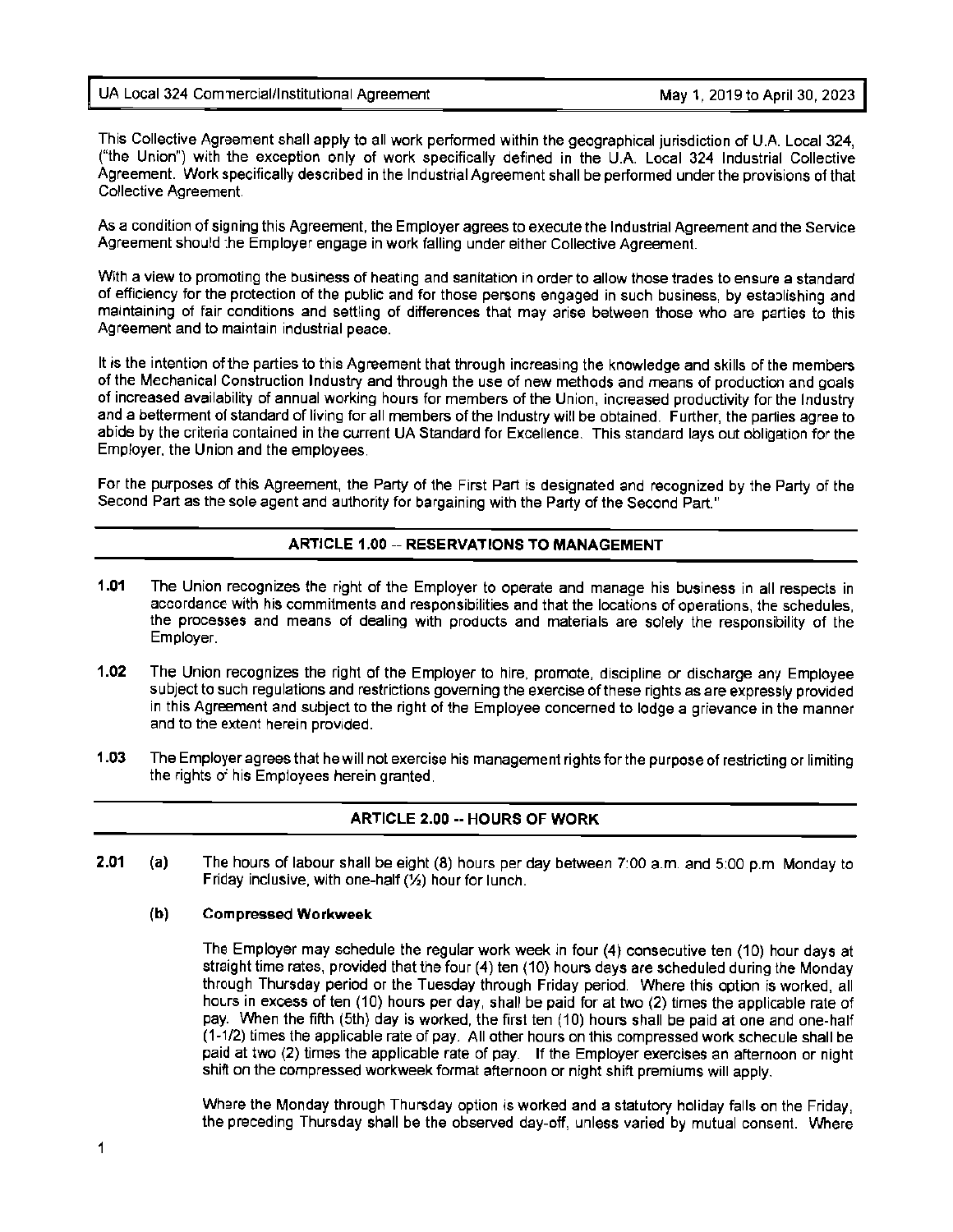This Collective Agreement shall apply to all work performed within the geographical jurisdiction of U.A. Local 324, ("the Union") with the exception only of work specifically defined in the U.A. Local 324 Industrial Collective Agreement. Work specifically described in the Industrial Agreement shall be performed under the provisions of that Collective Agreement.

As a condition of signing this Agreement, the Employer agrees to execute the Industrial Agreement and the Service Agreement should the Employer engage in work falling under either Collective Agreement.

With a view to promoting the business of heating and sanitation in order to allow those trades to ensure a standard of efficiency for the protection of the public and for those persons engaged in such business, by establishing and maintaining of fair conditions and settling of differences that may arise between those who are parties to this Agreement and to maintain industrial peace.

It is the intention of the parties to this Agreement that through increasing the knowledge and skills of the members of the Mechanical Construction Industry and through the use of new methods and means of production and goals of increased availability of annual working hours for members of the Union, increased productivity for the Industry and a betterment of standard of living for all members of the Industry will be obtained. Further, the parties agree to abide by the criteria contained in the current UA Standard for Excellence. This standard lays out obligation for the Employer, the Union and the employees.

For the purposes of this Agreement, the Party of the First Part is designated and recognized by the Party of the Second Part as the sole agent and authority for bargaining with the Party of the Second Part."

## ARTICLE 1.00 -- RESERVATIONS TO MANAGEMENT

**1.01** The Union recognizes the right of the Employer to operate and manage his business in all respects in accordance with his commitments and responsibilities and that the locations of operations, the schedules, the processes and means of dealing with products and materials are solely the responsibility of the Employer.

**1.02** The Union recognizes the right of the Employer to hire, promote, discipline or discharge any Employee subject to such regulations and restrictions governing the exercise of these rights as are expressly provided in this Agreement and subject to the right of the Employee concerned to lodge a grievance in the manner and to the extent herein provided.

**1.03** The Employer agrees that he will not exercise his management rights for the purpose of restricting or limiting the rights of his Employees herein granted.

## ARTICLE 2.00 -- HOURS OF WORK

**2.01** **(a)** The hours of labour shall be eight (8) hours per day between 7:00 a.m. and 5:00 p.m. Monday to Friday inclusive, with one-half (½) hour for lunch.

**(b)** **Compressed Workweek**

The Employer may schedule the regular work week in four (4) consecutive ten (10) hour days at straight time rates, provided that the four (4) ten (10) hours days are scheduled during the Monday through Thursday period or the Tuesday through Friday period. Where this option is worked, all hours in excess of ten (10) hours per day, shall be paid for at two (2) times the applicable rate of pay. When the fifth (5th) day is worked, the first ten (10) hours shall be paid at one and one-half (1-1/2) times the applicable rate of pay. All other hours on this compressed work schedule shall be paid at two (2) times the applicable rate of pay. If the Employer exercises an afternoon or night shift on the compressed workweek format afternoon or night shift premiums will apply.

Where the Monday through Thursday option is worked and a statutory holiday falls on the Friday, the preceding Thursday shall be the observed day-off, unless varied by mutual consent. Where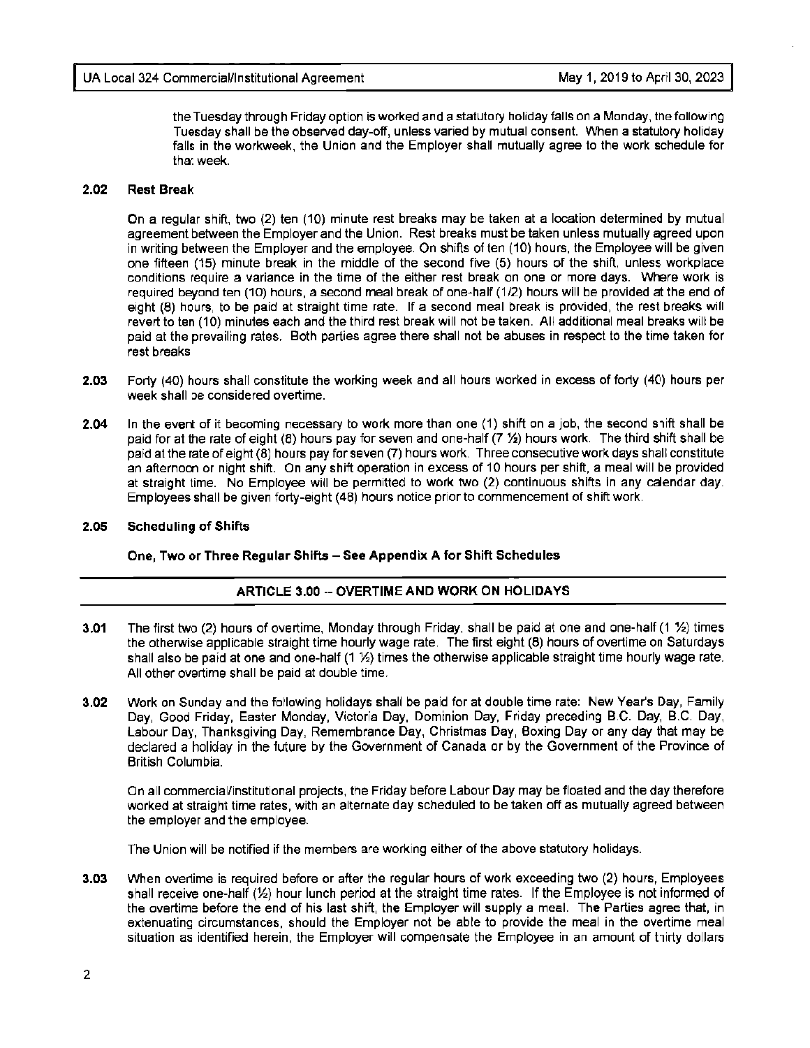the Tuesday through Friday option is worked and a statutory holiday falls on a Monday, the following Tuesday shall be the observed day-off, unless varied by mutual consent. When a statutory holiday falls in the workweek, the Union and the Employer shall mutually agree to the work schedule for that week.

**2.02 Rest Break**

On a regular shift, two (2) ten (10) minute rest breaks may be taken at a location determined by mutual agreement between the Employer and the Union. Rest breaks must be taken unless mutually agreed upon in writing between the Employer and the employee. On shifts of ten (10) hours, the Employee will be given one fifteen (15) minute break in the middle of the second five (5) hours of the shift, unless workplace conditions require a variance in the time of the either rest break on one or more days. Where work is required beyond ten (10) hours, a second meal break of one-half (1/2) hours will be provided at the end of eight (8) hours, to be paid at straight time rate. If a second meal break is provided, the rest breaks will revert to ten (10) minutes each and the third rest break will not be taken. All additional meal breaks will be paid at the prevailing rates. Both parties agree there shall not be abuses in respect to the time taken for rest breaks

**2.03** Forty (40) hours shall constitute the working week and all hours worked in excess of forty (40) hours per week shall be considered overtime.

**2.04** In the event of it becoming necessary to work more than one (1) shift on a job, the second shift shall be paid for at the rate of eight (8) hours pay for seven and one-half (7 ½) hours work. The third shift shall be paid at the rate of eight (8) hours pay for seven (7) hours work. Three consecutive work days shall constitute an afternoon or night shift. On any shift operation in excess of 10 hours per shift, a meal will be provided at straight time. No Employee will be permitted to work two (2) continuous shifts in any calendar day. Employees shall be given forty-eight (48) hours notice prior to commencement of shift work.

**2.05 Scheduling of Shifts**

**One, Two or Three Regular Shifts – See Appendix A for Shift Schedules**

## ARTICLE 3.00 -- OVERTIME AND WORK ON HOLIDAYS

**3.01** The first two (2) hours of overtime, Monday through Friday, shall be paid at one and one-half (1 ½) times the otherwise applicable straight time hourly wage rate. The first eight (8) hours of overtime on Saturdays shall also be paid at one and one-half (1 ½) times the otherwise applicable straight time hourly wage rate. All other overtime shall be paid at double time.

**3.02** Work on Sunday and the following holidays shall be paid for at double time rate: New Year's Day, Family Day, Good Friday, Easter Monday, Victoria Day, Dominion Day, Friday preceding B.C. Day, B.C. Day, Labour Day, Thanksgiving Day, Remembrance Day, Christmas Day, Boxing Day or any day that may be declared a holiday in the future by the Government of Canada or by the Government of the Province of British Columbia.

On all commercial/institutional projects, the Friday before Labour Day may be floated and the day therefore worked at straight time rates, with an alternate day scheduled to be taken off as mutually agreed between the employer and the employee.

The Union will be notified if the members are working either of the above statutory holidays.

**3.03** When overtime is required before or after the regular hours of work exceeding two (2) hours, Employees shall receive one-half (½) hour lunch period at the straight time rates. If the Employee is not informed of the overtime before the end of his last shift, the Employer will supply a meal. The Parties agree that, in extenuating circumstances, should the Employer not be able to provide the meal in the overtime meal situation as identified herein, the Employer will compensate the Employee in an amount of thirty dollars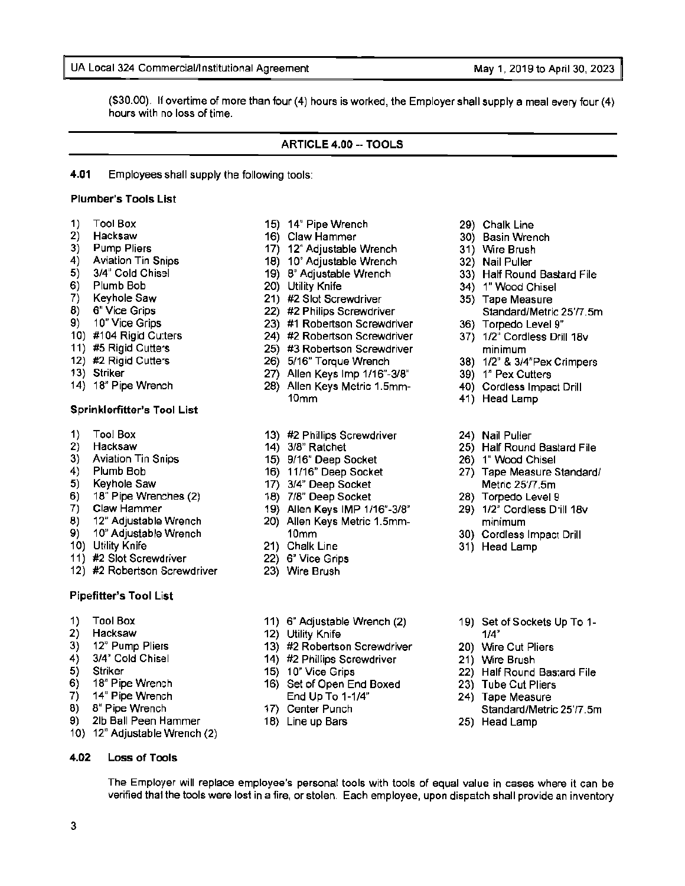($30.00). If overtime of more than four (4) hours is worked, the Employer shall supply a meal every four (4) hours with no loss of time.

## ARTICLE 4.00 -- TOOLS

**4.01** Employees shall supply the following tools:

**Plumber's Tools List**

1) Tool Box
2) Hacksaw
3) Pump Pliers
4) Aviation Tin Snips
5) 3/4" Cold Chisel
6) Plumb Bob
7) Keyhole Saw
8) 6" Vice Grips
9) 10" Vice Grips
10) #104 Rigid Cutters
11) #5 Rigid Cutters
12) #2 Rigid Cutters
13) Striker
14) 18" Pipe Wrench
15) 14" Pipe Wrench
16) Claw Hammer
17) 12" Adjustable Wrench
18) 10" Adjustable Wrench
19) 8" Adjustable Wrench
20) Utility Knife
21) #2 Slot Screwdriver
22) #2 Philips Screwdriver
23) #1 Robertson Screwdriver
24) #2 Robertson Screwdriver
25) #3 Robertson Screwdriver
26) 5/16" Torque Wrench
27) Allen Keys Imp 1/16"-3/8"
28) Allen Keys Metric 1.5mm-10mm
29) Chalk Line
30) Basin Wrench
31) Wire Brush
32) Nail Puller
33) Half Round Bastard File
34) 1" Wood Chisel
35) Tape Measure Standard/Metric 25'/7.5m
36) Torpedo Level 9"
37) 1/2" Cordless Drill 18v minimum
38) 1/2" & 3/4"Pex Crimpers
39) 1" Pex Cutters
40) Cordless Impact Drill
41) Head Lamp

**Sprinklerfitter's Tool List**

1) Tool Box
2) Hacksaw
3) Aviation Tin Snips
4) Plumb Bob
5) Keyhole Saw
6) 18" Pipe Wrenches (2)
7) Claw Hammer
8) 12" Adjustable Wrench
9) 10" Adjustable Wrench
10) Utility Knife
11) #2 Slot Screwdriver
12) #2 Robertson Screwdriver
13) #2 Phillips Screwdriver
14) 3/8" Ratchet
15) 9/16" Deep Socket
16) 11/16" Deep Socket
17) 3/4" Deep Socket
18) 7/8" Deep Socket
19) Allen Keys IMP 1/16"-3/8"
20) Allen Keys Metric 1.5mm-10mm
21) Chalk Line
22) 6" Vice Grips
23) Wire Brush
24) Nail Puller
25) Half Round Bastard File
26) 1" Wood Chisel
27) Tape Measure Standard/Metric 25'/7.5m
28) Torpedo Level 9
29) 1/2" Cordless Drill 18v minimum
30) Cordless Impact Drill
31) Head Lamp

**Pipefitter's Tool List**

1) Tool Box
2) Hacksaw
3) 12" Pump Pliers
4) 3/4" Cold Chisel
5) Striker
6) 18" Pipe Wrench
7) 14" Pipe Wrench
8) 8" Pipe Wrench
9) 2lb Ball Peen Hammer
10) 12" Adjustable Wrench (2)
11) 6" Adjustable Wrench (2)
12) Utility Knife
13) #2 Robertson Screwdriver
14) #2 Phillips Screwdriver
15) 10" Vice Grips
16) Set of Open End Boxed End Up To 1-1/4"
17) Center Punch
18) Line up Bars
19) Set of Sockets Up To 1-1/4"
20) Wire Cut Pliers
21) Wire Brush
22) Half Round Bastard File
23) Tube Cut Pliers
24) Tape Measure Standard/Metric 25'/7.5m
25) Head Lamp

**4.02 Loss of Tools**

The Employer will replace employee's personal tools with tools of equal value in cases where it can be verified that the tools were lost in a fire, or stolen. Each employee, upon dispatch shall provide an inventory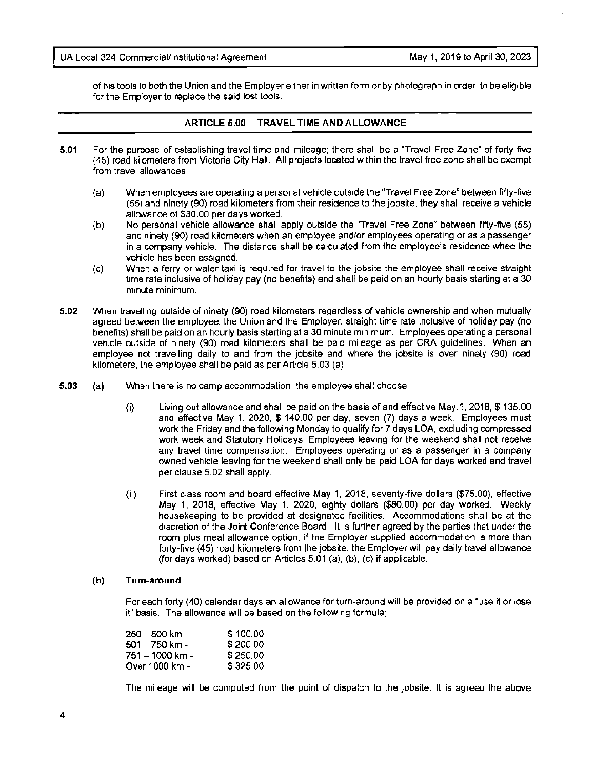of his tools to both the Union and the Employer either in written form or by photograph in order to be eligible for the Employer to replace the said lost tools.

## ARTICLE 5.00 – TRAVEL TIME AND ALLOWANCE

**5.01** For the purpose of establishing travel time and mileage; there shall be a "Travel Free Zone" of forty-five (45) road kilometers from Victoria City Hall. All projects located within the travel free zone shall be exempt from travel allowances.

(a) When employees are operating a personal vehicle outside the "Travel Free Zone" between fifty-five (55) and ninety (90) road kilometers from their residence to the jobsite, they shall receive a vehicle allowance of $30.00 per days worked.

(b) No personal vehicle allowance shall apply outside the "Travel Free Zone" between fifty-five (55) and ninety (90) road kilometers when an employee and/or employees operating or as a passenger in a company vehicle. The distance shall be calculated from the employee's residence whee the vehicle has been assigned.

(c) When a ferry or water taxi is required for travel to the jobsite the employee shall receive straight time rate inclusive of holiday pay (no benefits) and shall be paid on an hourly basis starting at a 30 minute minimum.

**5.02** When travelling outside of ninety (90) road kilometers regardless of vehicle ownership and when mutually agreed between the employee, the Union and the Employer, straight time rate inclusive of holiday pay (no benefits) shall be paid on an hourly basis starting at a 30 minute minimum. Employees operating a personal vehicle outside of ninety (90) road kilometers shall be paid mileage as per CRA guidelines. When an employee not travelling daily to and from the jobsite and where the jobsite is over ninety (90) road kilometers, the employee shall be paid as per Article 5.03 (a).

**5.03** **(a)** When there is no camp accommodation, the employee shall choose:

(i) Living out allowance and shall be paid on the basis of and effective May,1, 2018, $ 135.00 and effective May 1, 2020, $ 140.00 per day, seven (7) days a week. Employees must work the Friday and the following Monday to qualify for 7 days LOA, excluding compressed work week and Statutory Holidays. Employees leaving for the weekend shall not receive any travel time compensation. Employees operating or as a passenger in a company owned vehicle leaving for the weekend shall only be paid LOA for days worked and travel per clause 5.02 shall apply.

(ii) First class room and board effective May 1, 2018, seventy-five dollars ($75.00), effective May 1, 2018, effective May 1, 2020, eighty dollars ($80.00) per day worked. Weekly housekeeping to be provided at designated facilities. Accommodations shall be at the discretion of the Joint Conference Board. It is further agreed by the parties that under the room plus meal allowance option, if the Employer supplied accommodation is more than forty-five (45) road kilometers from the jobsite, the Employer will pay daily travel allowance (for days worked) based on Articles 5.01 (a), (b), (c) if applicable.

**(b)** **Turn-around**

For each forty (40) calendar days an allowance for turn-around will be provided on a "use it or lose it" basis. The allowance will be based on the following formula;

| | |
|---|---|
| 250 – 500 km - | $ 100.00 |
| 501 – 750 km - | $ 200.00 |
| 751 – 1000 km - | $ 250.00 |
| Over 1000 km - | $ 325.00 |

The mileage will be computed from the point of dispatch to the jobsite. It is agreed the above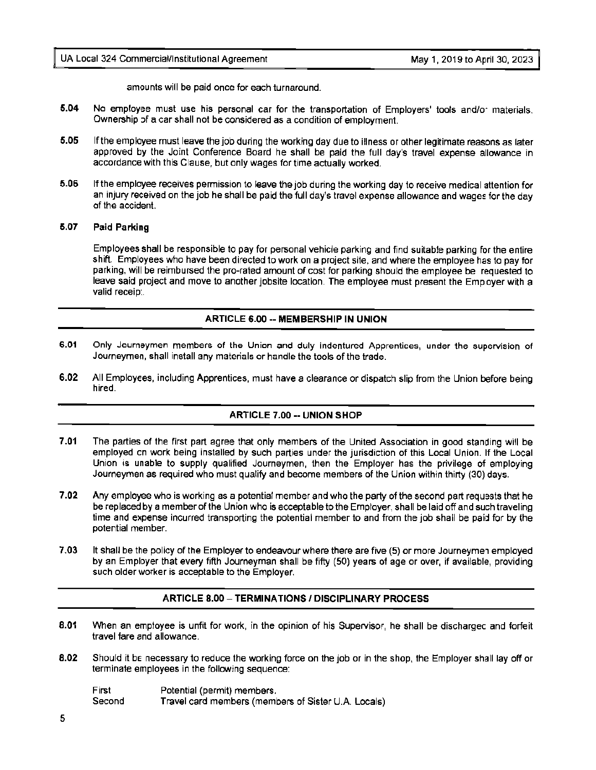amounts will be paid once for each turnaround.

**5.04** No employee must use his personal car for the transportation of Employers' tools and/or materials. Ownership of a car shall not be considered as a condition of employment.

**5.05** If the employee must leave the job during the working day due to illness or other legitimate reasons as later approved by the Joint Conference Board he shall be paid the full day's travel expense allowance in accordance with this Clause, but only wages for time actually worked.

**5.06** If the employee receives permission to leave the job during the working day to receive medical attention for an injury received on the job he shall be paid the full day's travel expense allowance and wages for the day of the accident.

**5.07 Paid Parking**

Employees shall be responsible to pay for personal vehicle parking and find suitable parking for the entire shift. Employees who have been directed to work on a project site, and where the employee has to pay for parking, will be reimbursed the pro-rated amount of cost for parking should the employee be requested to leave said project and move to another jobsite location. The employee must present the Employer with a valid receipt.

## ARTICLE 6.00 -- MEMBERSHIP IN UNION

**6.01** Only Journeymen members of the Union and duly indentured Apprentices, under the supervision of Journeymen, shall install any materials or handle the tools of the trade.

**6.02** All Employees, including Apprentices, must have a clearance or dispatch slip from the Union before being hired.

## ARTICLE 7.00 -- UNION SHOP

**7.01** The parties of the first part agree that only members of the United Association in good standing will be employed on work being installed by such parties under the jurisdiction of this Local Union. If the Local Union is unable to supply qualified Journeymen, then the Employer has the privilege of employing Journeymen as required who must qualify and become members of the Union within thirty (30) days.

**7.02** Any employee who is working as a potential member and who the party of the second part requests that he be replaced by a member of the Union who is acceptable to the Employer, shall be laid off and such traveling time and expense incurred transporting the potential member to and from the job shall be paid for by the potential member.

**7.03** It shall be the policy of the Employer to endeavour where there are five (5) or more Journeymen employed by an Employer that every fifth Journeyman shall be fifty (50) years of age or over, if available, providing such older worker is acceptable to the Employer.

## ARTICLE 8.00 – TERMINATIONS / DISCIPLINARY PROCESS

**8.01** When an employee is unfit for work, in the opinion of his Supervisor, he shall be discharged and forfeit travel fare and allowance.

**8.02** Should it be necessary to reduce the working force on the job or in the shop, the Employer shall lay off or terminate employees in the following sequence:

| | |
|---|---|
| First | Potential (permit) members. |
| Second | Travel card members (members of Sister U.A. Locals) |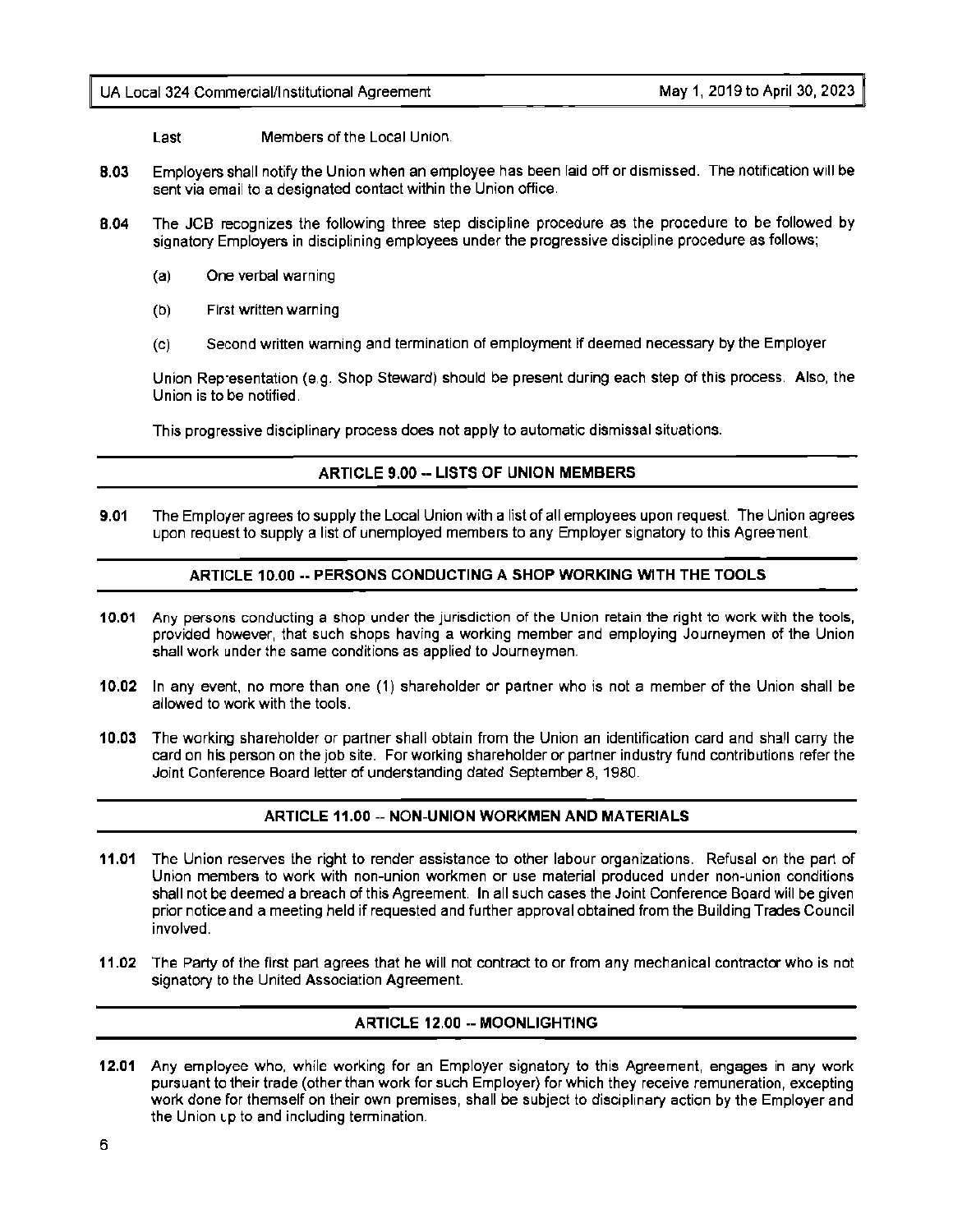Last		Members of the Local Union.

**8.03** Employers shall notify the Union when an employee has been laid off or dismissed. The notification will be sent via email to a designated contact within the Union office.

**8.04** The JCB recognizes the following three step discipline procedure as the procedure to be followed by signatory Employers in disciplining employees under the progressive discipline procedure as follows;

(a) One verbal warning

(b) First written warning

(c) Second written warning and termination of employment if deemed necessary by the Employer

Union Representation (e.g. Shop Steward) should be present during each step of this process. Also, the Union is to be notified.

This progressive disciplinary process does not apply to automatic dismissal situations.

## ARTICLE 9.00 -- LISTS OF UNION MEMBERS

**9.01** The Employer agrees to supply the Local Union with a list of all employees upon request. The Union agrees upon request to supply a list of unemployed members to any Employer signatory to this Agreement.

## ARTICLE 10.00 -- PERSONS CONDUCTING A SHOP WORKING WITH THE TOOLS

**10.01** Any persons conducting a shop under the jurisdiction of the Union retain the right to work with the tools, provided however, that such shops having a working member and employing Journeymen of the Union shall work under the same conditions as applied to Journeymen.

**10.02** In any event, no more than one (1) shareholder or partner who is not a member of the Union shall be allowed to work with the tools.

**10.03** The working shareholder or partner shall obtain from the Union an identification card and shall carry the card on his person on the job site. For working shareholder or partner industry fund contributions refer the Joint Conference Board letter of understanding dated September 8, 1980.

## ARTICLE 11.00 -- NON-UNION WORKMEN AND MATERIALS

**11.01** The Union reserves the right to render assistance to other labour organizations. Refusal on the part of Union members to work with non-union workmen or use material produced under non-union conditions shall not be deemed a breach of this Agreement. In all such cases the Joint Conference Board will be given prior notice and a meeting held if requested and further approval obtained from the Building Trades Council involved.

**11.02** The Party of the first part agrees that he will not contract to or from any mechanical contractor who is not signatory to the United Association Agreement.

## ARTICLE 12.00 -- MOONLIGHTING

**12.01** Any employee who, while working for an Employer signatory to this Agreement, engages in any work pursuant to their trade (other than work for such Employer) for which they receive remuneration, excepting work done for themself on their own premises, shall be subject to disciplinary action by the Employer and the Union up to and including termination.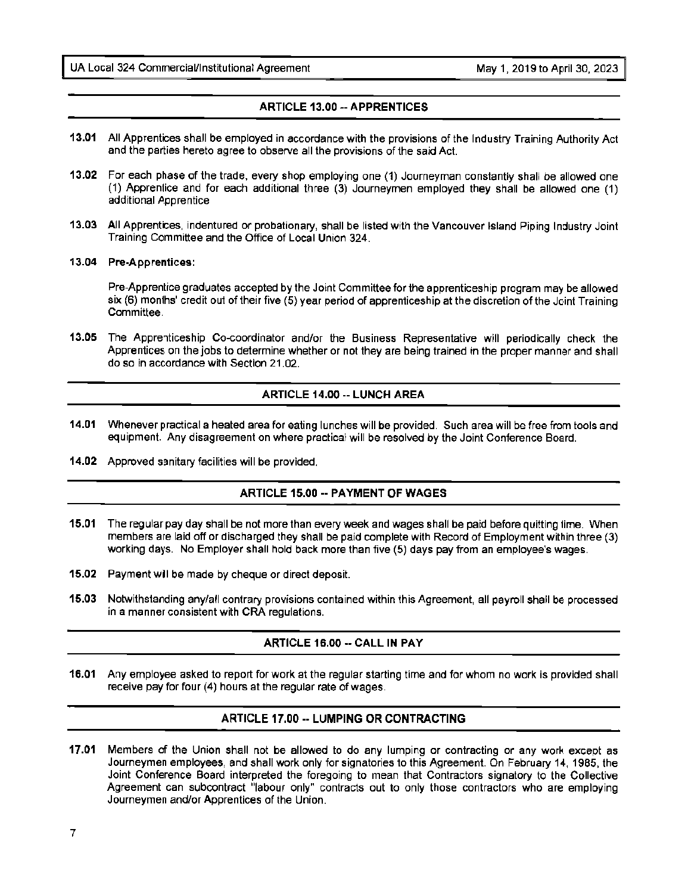## ARTICLE 13.00 -- APPRENTICES

**13.01** All Apprentices shall be employed in accordance with the provisions of the Industry Training Authority Act and the parties hereto agree to observe all the provisions of the said Act.

**13.02** For each phase of the trade, every shop employing one (1) Journeyman constantly shall be allowed one (1) Apprentice and for each additional three (3) Journeymen employed they shall be allowed one (1) additional Apprentice

**13.03** All Apprentices, indentured or probationary, shall be listed with the Vancouver Island Piping Industry Joint Training Committee and the Office of Local Union 324.

**13.04** **Pre-Apprentices:**

Pre-Apprentice graduates accepted by the Joint Committee for the apprenticeship program may be allowed six (6) months' credit out of their five (5) year period of apprenticeship at the discretion of the Joint Training Committee.

**13.05** The Apprenticeship Co-coordinator and/or the Business Representative will periodically check the Apprentices on the jobs to determine whether or not they are being trained in the proper manner and shall do so in accordance with Section 21.02.

## ARTICLE 14.00 -- LUNCH AREA

**14.01** Whenever practical a heated area for eating lunches will be provided. Such area will be free from tools and equipment. Any disagreement on where practical will be resolved by the Joint Conference Board.

**14.02** Approved sanitary facilities will be provided.

## ARTICLE 15.00 -- PAYMENT OF WAGES

**15.01** The regular pay day shall be not more than every week and wages shall be paid before quitting time. When members are laid off or discharged they shall be paid complete with Record of Employment within three (3) working days. No Employer shall hold back more than five (5) days pay from an employee's wages.

**15.02** Payment will be made by cheque or direct deposit.

**15.03** Notwithstanding any/all contrary provisions contained within this Agreement, all payroll shall be processed in a manner consistent with CRA regulations.

## ARTICLE 16.00 -- CALL IN PAY

**16.01** Any employee asked to report for work at the regular starting time and for whom no work is provided shall receive pay for four (4) hours at the regular rate of wages.

## ARTICLE 17.00 -- LUMPING OR CONTRACTING

**17.01** Members of the Union shall not be allowed to do any lumping or contracting or any work except as Journeymen employees, and shall work only for signatories to this Agreement. On February 14, 1985, the Joint Conference Board interpreted the foregoing to mean that Contractors signatory to the Collective Agreement can subcontract "labour only" contracts out to only those contractors who are employing Journeymen and/or Apprentices of the Union.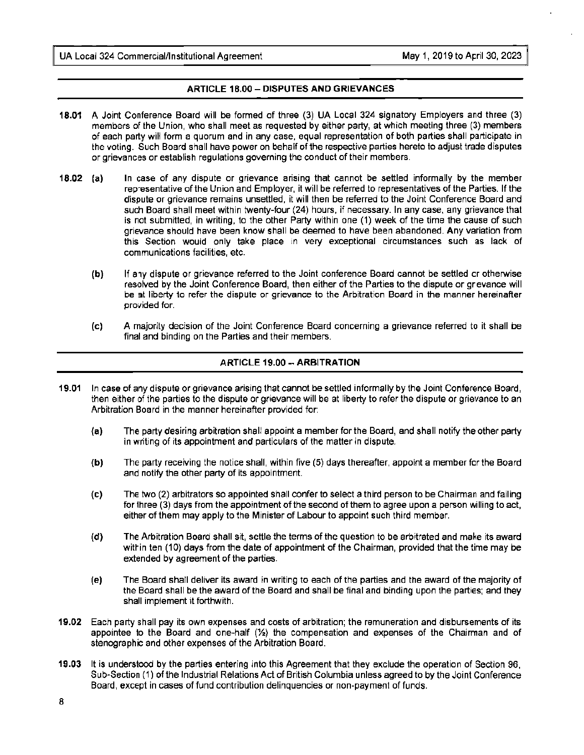## ARTICLE 18.00 – DISPUTES AND GRIEVANCES

**18.01** A Joint Conference Board will be formed of three (3) UA Local 324 signatory Employers and three (3) members of the Union, who shall meet as requested by either party, at which meeting three (3) members of each party will form a quorum and in any case, equal representation of both parties shall participate in the voting. Such Board shall have power on behalf of the respective parties hereto to adjust trade disputes or grievances or establish regulations governing the conduct of their members.

**18.02** **(a)** In case of any dispute or grievance arising that cannot be settled informally by the member representative of the Union and Employer, it will be referred to representatives of the Parties. If the dispute or grievance remains unsettled, it will then be referred to the Joint Conference Board and such Board shall meet within twenty-four (24) hours, if necessary. In any case, any grievance that is not submitted, in writing, to the other Party within one (1) week of the time the cause of such grievance should have been know shall be deemed to have been abandoned. Any variation from this Section would only take place in very exceptional circumstances such as lack of communications facilities, etc.

**(b)** If any dispute or grievance referred to the Joint conference Board cannot be settled or otherwise resolved by the Joint Conference Board, then either of the Parties to the dispute or grievance will be at liberty to refer the dispute or grievance to the Arbitration Board in the manner hereinafter provided for.

**(c)** A majority decision of the Joint Conference Board concerning a grievance referred to it shall be final and binding on the Parties and their members.

## ARTICLE 19.00 – ARBITRATION

**19.01** In case of any dispute or grievance arising that cannot be settled informally by the Joint Conference Board, then either of the parties to the dispute or grievance will be at liberty to refer the dispute or grievance to an Arbitration Board in the manner hereinafter provided for:

**(a)** The party desiring arbitration shall appoint a member for the Board, and shall notify the other party in writing of its appointment and particulars of the matter in dispute.

**(b)** The party receiving the notice shall, within five (5) days thereafter, appoint a member for the Board and notify the other party of its appointment.

**(c)** The two (2) arbitrators so appointed shall confer to select a third person to be Chairman and failing for three (3) days from the appointment of the second of them to agree upon a person willing to act, either of them may apply to the Minister of Labour to appoint such third member.

**(d)** The Arbitration Board shall sit, settle the terms of the question to be arbitrated and make its award within ten (10) days from the date of appointment of the Chairman, provided that the time may be extended by agreement of the parties.

**(e)** The Board shall deliver its award in writing to each of the parties and the award of the majority of the Board shall be the award of the Board and shall be final and binding upon the parties; and they shall implement it forthwith.

**19.02** Each party shall pay its own expenses and costs of arbitration; the remuneration and disbursements of its appointee to the Board and one-half (½) the compensation and expenses of the Chairman and of stenographic and other expenses of the Arbitration Board.

**19.03** It is understood by the parties entering into this Agreement that they exclude the operation of Section 96, Sub-Section (1) of the Industrial Relations Act of British Columbia unless agreed to by the Joint Conference Board, except in cases of fund contribution delinquencies or non-payment of funds.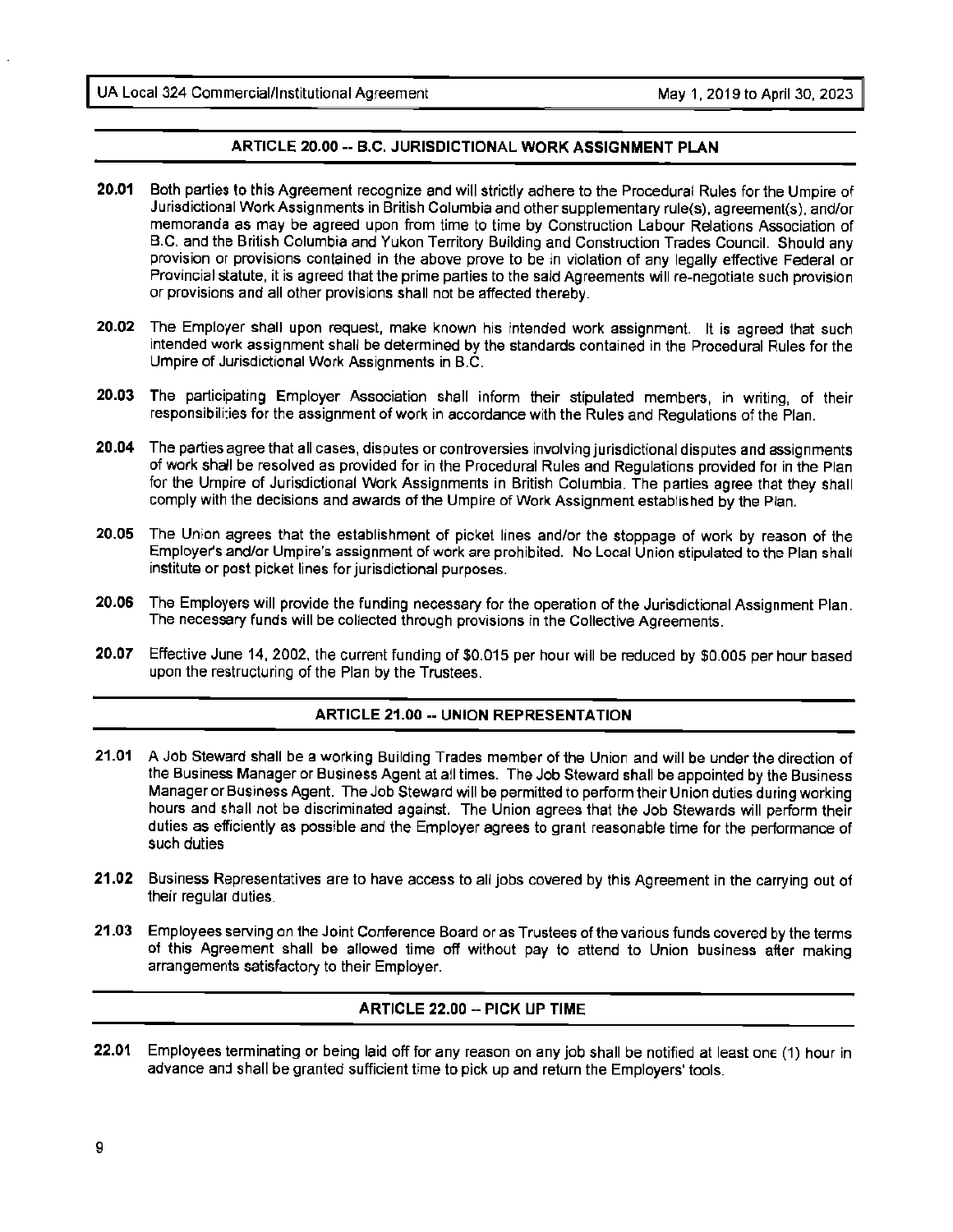## ARTICLE 20.00 -- B.C. JURISDICTIONAL WORK ASSIGNMENT PLAN

**20.01** Both parties to this Agreement recognize and will strictly adhere to the Procedural Rules for the Umpire of Jurisdictional Work Assignments in British Columbia and other supplementary rule(s), agreement(s), and/or memoranda as may be agreed upon from time to time by Construction Labour Relations Association of B.C. and the British Columbia and Yukon Territory Building and Construction Trades Council. Should any provision or provisions contained in the above prove to be in violation of any legally effective Federal or Provincial statute, it is agreed that the prime parties to the said Agreements will re-negotiate such provision or provisions and all other provisions shall not be affected thereby.

**20.02** The Employer shall upon request, make known his intended work assignment. It is agreed that such intended work assignment shall be determined by the standards contained in the Procedural Rules for the Umpire of Jurisdictional Work Assignments in B.C.

**20.03** The participating Employer Association shall inform their stipulated members, in writing, of their responsibilities for the assignment of work in accordance with the Rules and Regulations of the Plan.

**20.04** The parties agree that all cases, disputes or controversies involving jurisdictional disputes and assignments of work shall be resolved as provided for in the Procedural Rules and Regulations provided for in the Plan for the Umpire of Jurisdictional Work Assignments in British Columbia. The parties agree that they shall comply with the decisions and awards of the Umpire of Work Assignment established by the Plan.

**20.05** The Union agrees that the establishment of picket lines and/or the stoppage of work by reason of the Employer's and/or Umpire's assignment of work are prohibited. No Local Union stipulated to the Plan shall institute or post picket lines for jurisdictional purposes.

**20.06** The Employers will provide the funding necessary for the operation of the Jurisdictional Assignment Plan. The necessary funds will be collected through provisions in the Collective Agreements.

**20.07** Effective June 14, 2002, the current funding of $0.015 per hour will be reduced by $0.005 per hour based upon the restructuring of the Plan by the Trustees.

## ARTICLE 21.00 -- UNION REPRESENTATION

**21.01** A Job Steward shall be a working Building Trades member of the Union and will be under the direction of the Business Manager or Business Agent at all times. The Job Steward shall be appointed by the Business Manager or Business Agent. The Job Steward will be permitted to perform their Union duties during working hours and shall not be discriminated against. The Union agrees that the Job Stewards will perform their duties as efficiently as possible and the Employer agrees to grant reasonable time for the performance of such duties

**21.02** Business Representatives are to have access to all jobs covered by this Agreement in the carrying out of their regular duties.

**21.03** Employees serving on the Joint Conference Board or as Trustees of the various funds covered by the terms of this Agreement shall be allowed time off without pay to attend to Union business after making arrangements satisfactory to their Employer.

## ARTICLE 22.00 -- PICK UP TIME

**22.01** Employees terminating or being laid off for any reason on any job shall be notified at least one (1) hour in advance and shall be granted sufficient time to pick up and return the Employers' tools.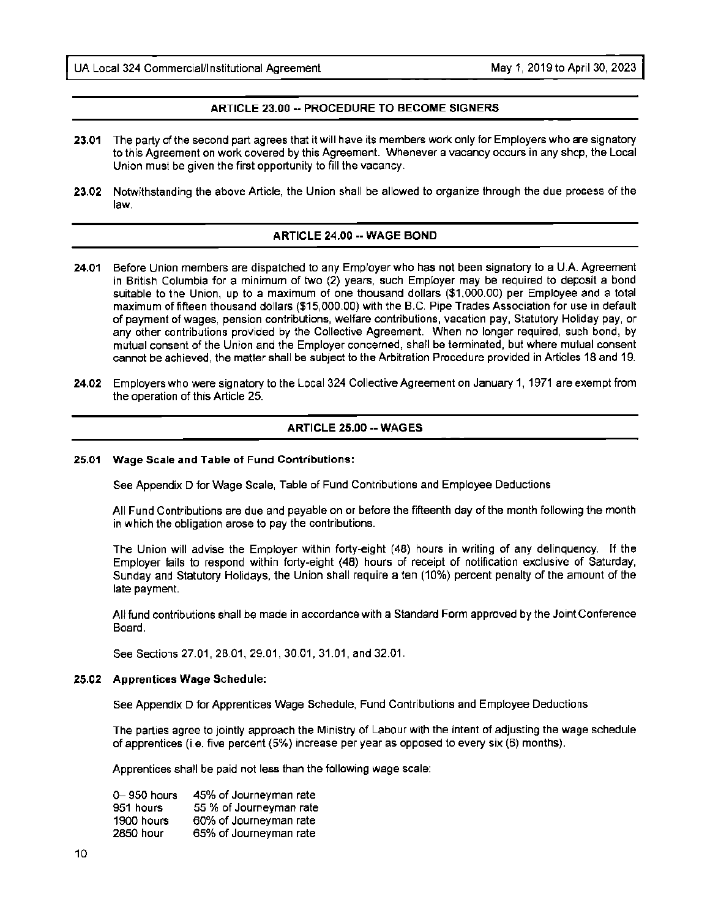## ARTICLE 23.00 -- PROCEDURE TO BECOME SIGNERS

**23.01** The party of the second part agrees that it will have its members work only for Employers who are signatory to this Agreement on work covered by this Agreement. Whenever a vacancy occurs in any shop, the Local Union must be given the first opportunity to fill the vacancy.

**23.02** Notwithstanding the above Article, the Union shall be allowed to organize through the due process of the law.

## ARTICLE 24.00 -- WAGE BOND

**24.01** Before Union members are dispatched to any Employer who has not been signatory to a U.A. Agreement in British Columbia for a minimum of two (2) years, such Employer may be required to deposit a bond suitable to the Union, up to a maximum of one thousand dollars ($1,000.00) per Employee and a total maximum of fifteen thousand dollars ($15,000.00) with the B.C. Pipe Trades Association for use in default of payment of wages, pension contributions, welfare contributions, vacation pay, Statutory Holiday pay, or any other contributions provided by the Collective Agreement. When no longer required, such bond, by mutual consent of the Union and the Employer concerned, shall be terminated, but where mutual consent cannot be achieved, the matter shall be subject to the Arbitration Procedure provided in Articles 18 and 19.

**24.02** Employers who were signatory to the Local 324 Collective Agreement on January 1, 1971 are exempt from the operation of this Article 25.

## ARTICLE 25.00 -- WAGES

**25.01 Wage Scale and Table of Fund Contributions:**

See Appendix D for Wage Scale, Table of Fund Contributions and Employee Deductions

All Fund Contributions are due and payable on or before the fifteenth day of the month following the month in which the obligation arose to pay the contributions.

The Union will advise the Employer within forty-eight (48) hours in writing of any delinquency. If the Employer fails to respond within forty-eight (48) hours of receipt of notification exclusive of Saturday, Sunday and Statutory Holidays, the Union shall require a ten (10%) percent penalty of the amount of the late payment.

All fund contributions shall be made in accordance with a Standard Form approved by the Joint Conference Board.

See Sections 27.01, 28.01, 29.01, 30.01, 31.01, and 32.01.

**25.02 Apprentices Wage Schedule:**

See Appendix D for Apprentices Wage Schedule, Fund Contributions and Employee Deductions

The parties agree to jointly approach the Ministry of Labour with the intent of adjusting the wage schedule of apprentices (i.e. five percent (5%) increase per year as opposed to every six (6) months).

Apprentices shall be paid not less than the following wage scale:

| | |
|---|---|
| 0– 950 hours | 45% of Journeyman rate |
| 951 hours | 55 % of Journeyman rate |
| 1900 hours | 60% of Journeyman rate |
| 2850 hour | 65% of Journeyman rate |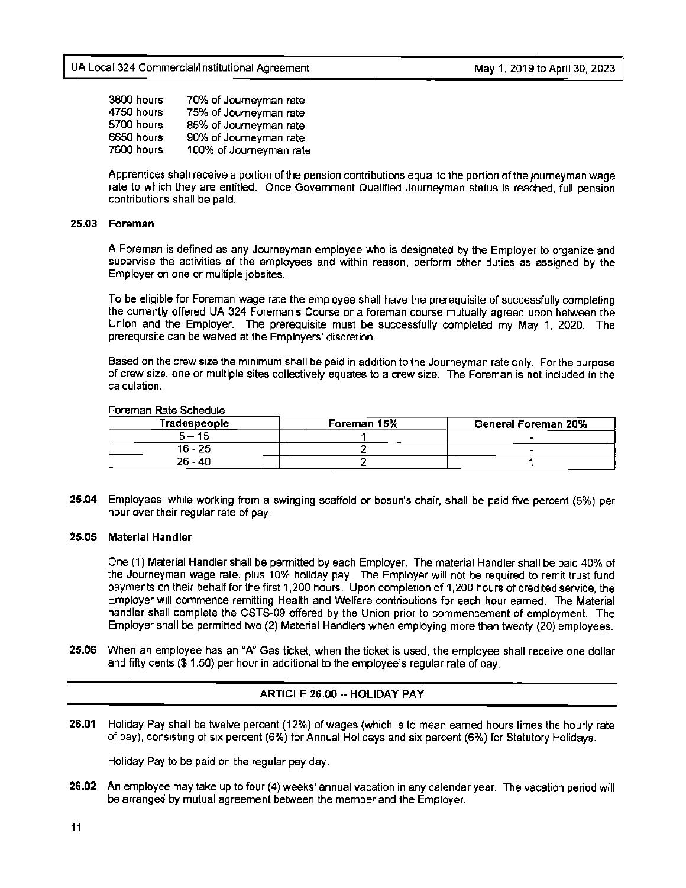| | |
|---|---|
| 3800 hours | 70% of Journeyman rate |
| 4750 hours | 75% of Journeyman rate |
| 5700 hours | 85% of Journeyman rate |
| 6650 hours | 90% of Journeyman rate |
| 7600 hours | 100% of Journeyman rate |

Apprentices shall receive a portion of the pension contributions equal to the portion of the journeyman wage rate to which they are entitled. Once Government Qualified Journeyman status is reached, full pension contributions shall be paid.

**25.03 Foreman**

A Foreman is defined as any Journeyman employee who is designated by the Employer to organize and supervise the activities of the employees and within reason, perform other duties as assigned by the Employer on one or multiple jobsites.

To be eligible for Foreman wage rate the employee shall have the prerequisite of successfully completing the currently offered UA 324 Foreman's Course or a foreman course mutually agreed upon between the Union and the Employer. The prerequisite must be successfully completed my May 1, 2020. The prerequisite can be waived at the Employers' discretion.

Based on the crew size the minimum shall be paid in addition to the Journeyman rate only. For the purpose of crew size, one or multiple sites collectively equates to a crew size. The Foreman is not included in the calculation.

Foreman Rate Schedule

| Tradespeople | Foreman 15% | General Foreman 20% |
|---|---|---|
| 5 – 15 | 1 | - |
| 16 - 25 | 2 | - |
| 26 - 40 | 2 | 1 |

**25.04** Employees, while working from a swinging scaffold or bosun's chair, shall be paid five percent (5%) per hour over their regular rate of pay.

**25.05 Material Handler**

One (1) Material Handler shall be permitted by each Employer. The material Handler shall be paid 40% of the Journeyman wage rate, plus 10% holiday pay. The Employer will not be required to remit trust fund payments on their behalf for the first 1,200 hours. Upon completion of 1,200 hours of credited service, the Employer will commence remitting Health and Welfare contributions for each hour earned. The Material handler shall complete the CSTS-09 offered by the Union prior to commencement of employment. The Employer shall be permitted two (2) Material Handlers when employing more than twenty (20) employees.

**25.06** When an employee has an "A" Gas ticket, when the ticket is used, the employee shall receive one dollar and fifty cents ($ 1.50) per hour in additional to the employee's regular rate of pay.

## ARTICLE 26.00 -- HOLIDAY PAY

**26.01** Holiday Pay shall be twelve percent (12%) of wages (which is to mean earned hours times the hourly rate of pay), consisting of six percent (6%) for Annual Holidays and six percent (6%) for Statutory Holidays.

Holiday Pay to be paid on the regular pay day.

**26.02** An employee may take up to four (4) weeks' annual vacation in any calendar year. The vacation period will be arranged by mutual agreement between the member and the Employer.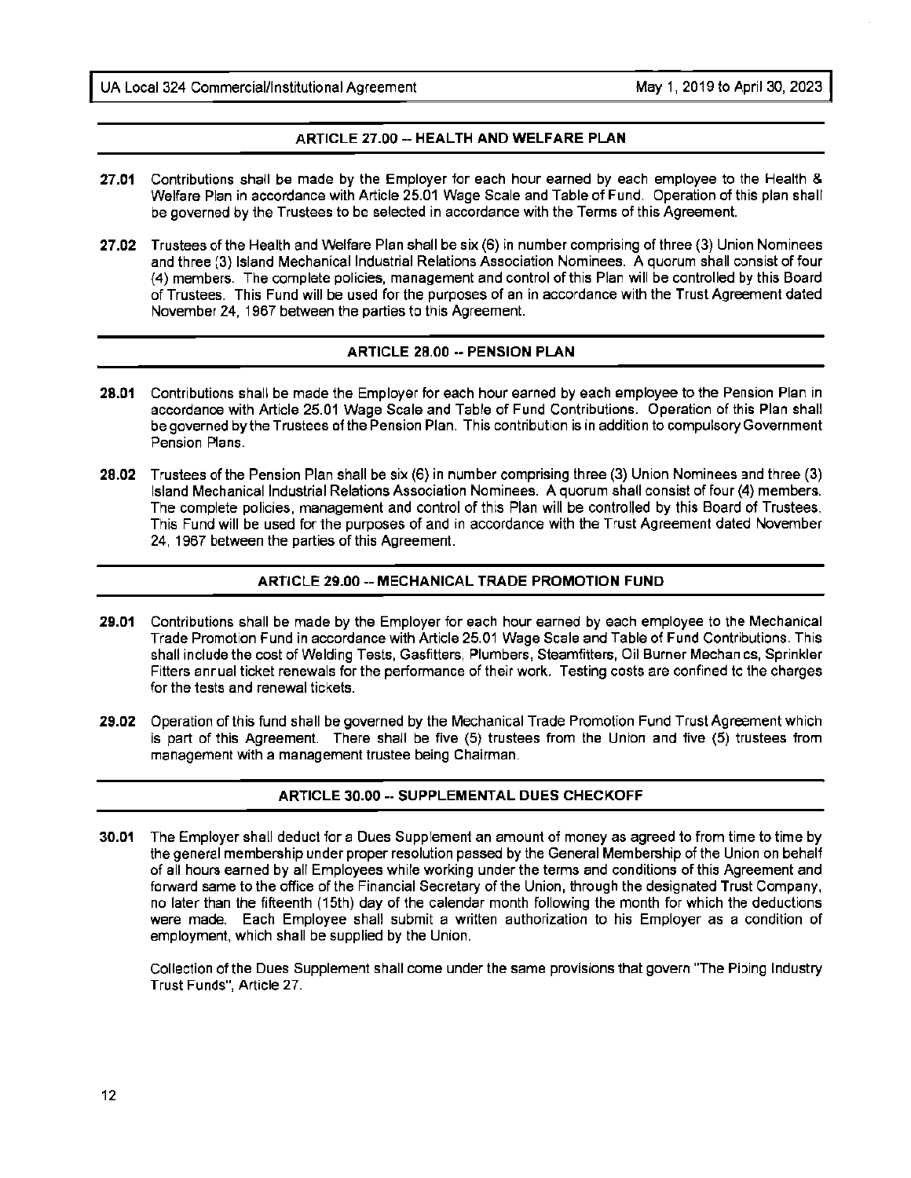## ARTICLE 27.00 -- HEALTH AND WELFARE PLAN

**27.01** Contributions shall be made by the Employer for each hour earned by each employee to the Health & Welfare Plan in accordance with Article 25.01 Wage Scale and Table of Fund. Operation of this plan shall be governed by the Trustees to be selected in accordance with the Terms of this Agreement.

**27.02** Trustees of the Health and Welfare Plan shall be six (6) in number comprising of three (3) Union Nominees and three (3) Island Mechanical Industrial Relations Association Nominees. A quorum shall consist of four (4) members. The complete policies, management and control of this Plan will be controlled by this Board of Trustees. This Fund will be used for the purposes of an in accordance with the Trust Agreement dated November 24, 1967 between the parties to this Agreement.

## ARTICLE 28.00 -- PENSION PLAN

**28.01** Contributions shall be made the Employer for each hour earned by each employee to the Pension Plan in accordance with Article 25.01 Wage Scale and Table of Fund Contributions. Operation of this Plan shall be governed by the Trustees of the Pension Plan. This contribution is in addition to compulsory Government Pension Plans.

**28.02** Trustees of the Pension Plan shall be six (6) in number comprising three (3) Union Nominees and three (3) Island Mechanical Industrial Relations Association Nominees. A quorum shall consist of four (4) members. The complete policies, management and control of this Plan will be controlled by this Board of Trustees. This Fund will be used for the purposes of and in accordance with the Trust Agreement dated November 24, 1967 between the parties of this Agreement.

## ARTICLE 29.00 -- MECHANICAL TRADE PROMOTION FUND

**29.01** Contributions shall be made by the Employer for each hour earned by each employee to the Mechanical Trade Promotion Fund in accordance with Article 25.01 Wage Scale and Table of Fund Contributions. This shall include the cost of Welding Tests, Gasfitters, Plumbers, Steamfitters, Oil Burner Mechanics, Sprinkler Fitters annual ticket renewals for the performance of their work. Testing costs are confined to the charges for the tests and renewal tickets.

**29.02** Operation of this fund shall be governed by the Mechanical Trade Promotion Fund Trust Agreement which is part of this Agreement. There shall be five (5) trustees from the Union and five (5) trustees from management with a management trustee being Chairman.

## ARTICLE 30.00 -- SUPPLEMENTAL DUES CHECKOFF

**30.01** The Employer shall deduct for a Dues Supplement an amount of money as agreed to from time to time by the general membership under proper resolution passed by the General Membership of the Union on behalf of all hours earned by all Employees while working under the terms and conditions of this Agreement and forward same to the office of the Financial Secretary of the Union, through the designated Trust Company, no later than the fifteenth (15th) day of the calendar month following the month for which the deductions were made. Each Employee shall submit a written authorization to his Employer as a condition of employment, which shall be supplied by the Union.

Collection of the Dues Supplement shall come under the same provisions that govern "The Piping Industry Trust Funds", Article 27.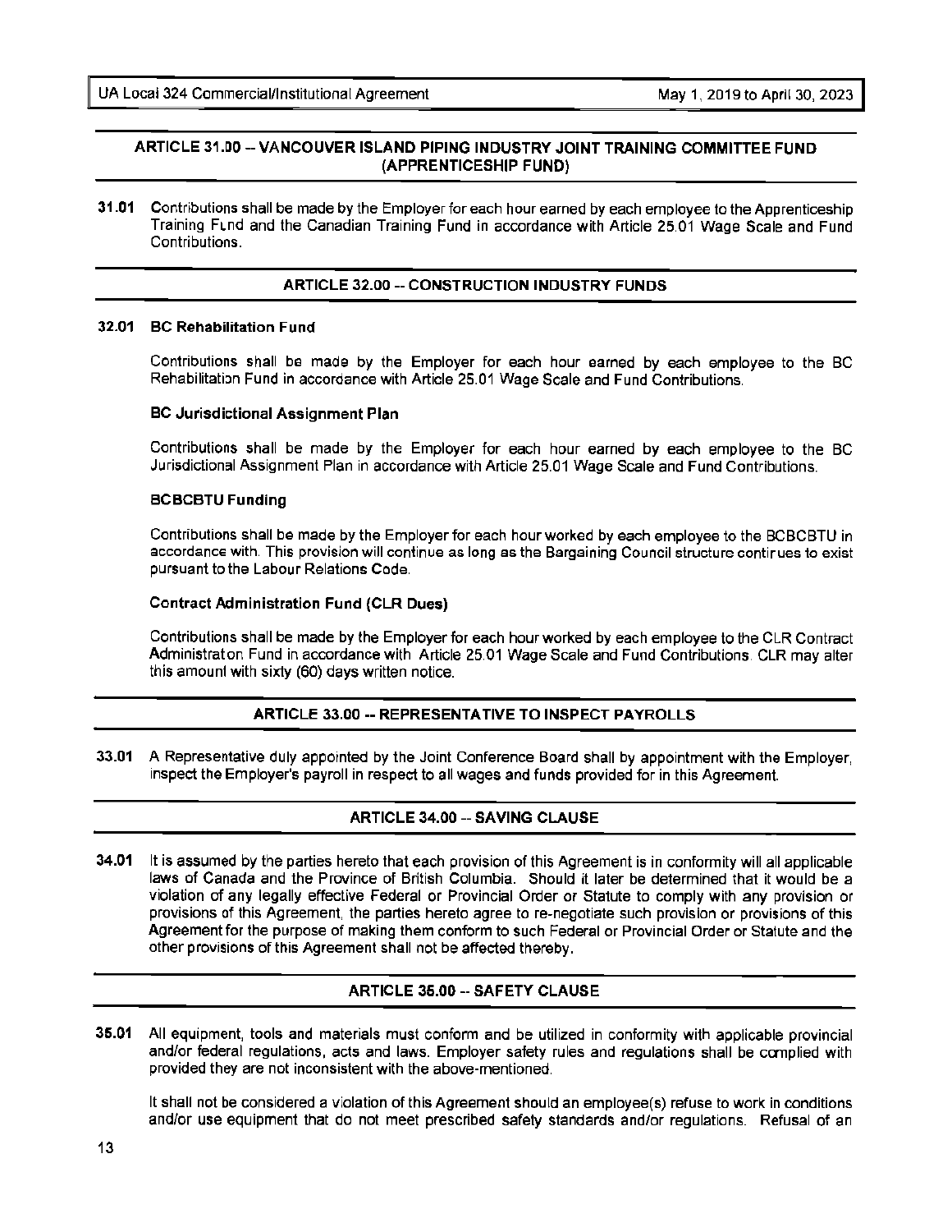## ARTICLE 31.00 -- VANCOUVER ISLAND PIPING INDUSTRY JOINT TRAINING COMMITTEE FUND (APPRENTICESHIP FUND)

**31.01** Contributions shall be made by the Employer for each hour earned by each employee to the Apprenticeship Training Fund and the Canadian Training Fund in accordance with Article 25.01 Wage Scale and Fund Contributions.

## ARTICLE 32.00 -- CONSTRUCTION INDUSTRY FUNDS

**32.01 BC Rehabilitation Fund**

Contributions shall be made by the Employer for each hour earned by each employee to the BC Rehabilitation Fund in accordance with Article 25.01 Wage Scale and Fund Contributions.

**BC Jurisdictional Assignment Plan**

Contributions shall be made by the Employer for each hour earned by each employee to the BC Jurisdictional Assignment Plan in accordance with Article 25.01 Wage Scale and Fund Contributions.

**BCBCBTU Funding**

Contributions shall be made by the Employer for each hour worked by each employee to the BCBCBTU in accordance with. This provision will continue as long as the Bargaining Council structure continues to exist pursuant to the Labour Relations Code.

**Contract Administration Fund (CLR Dues)**

Contributions shall be made by the Employer for each hour worked by each employee to the CLR Contract Administration Fund in accordance with Article 25.01 Wage Scale and Fund Contributions. CLR may alter this amount with sixty (60) days written notice.

## ARTICLE 33.00 -- REPRESENTATIVE TO INSPECT PAYROLLS

**33.01** A Representative duly appointed by the Joint Conference Board shall by appointment with the Employer, inspect the Employer's payroll in respect to all wages and funds provided for in this Agreement.

## ARTICLE 34.00 -- SAVING CLAUSE

**34.01** It is assumed by the parties hereto that each provision of this Agreement is in conformity will all applicable laws of Canada and the Province of British Columbia. Should it later be determined that it would be a violation of any legally effective Federal or Provincial Order or Statute to comply with any provision or provisions of this Agreement, the parties hereto agree to re-negotiate such provision or provisions of this Agreement for the purpose of making them conform to such Federal or Provincial Order or Statute and the other provisions of this Agreement shall not be affected thereby.

## ARTICLE 35.00 -- SAFETY CLAUSE

**35.01** All equipment, tools and materials must conform and be utilized in conformity with applicable provincial and/or federal regulations, acts and laws. Employer safety rules and regulations shall be complied with provided they are not inconsistent with the above-mentioned.

It shall not be considered a violation of this Agreement should an employee(s) refuse to work in conditions and/or use equipment that do not meet prescribed safety standards and/or regulations. Refusal of an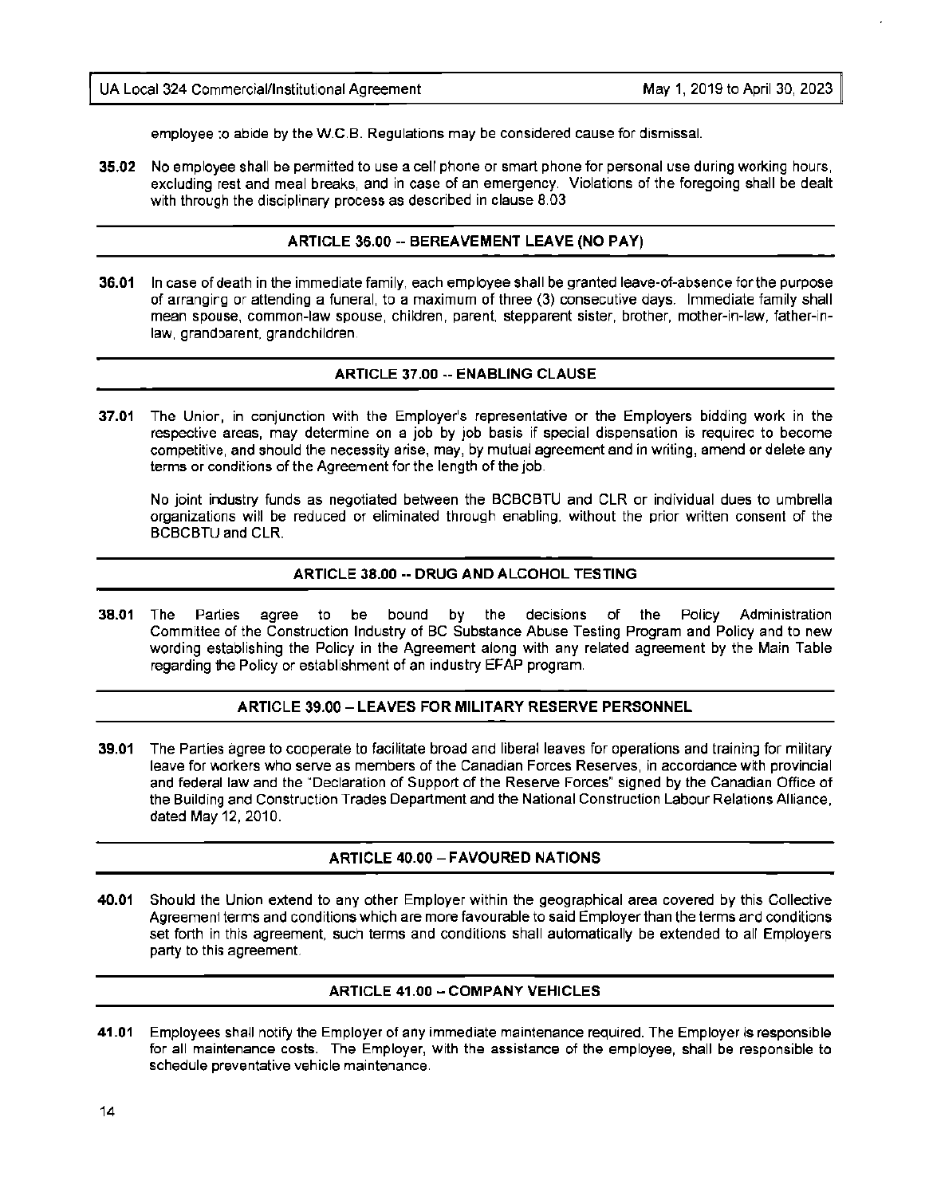employee to abide by the W.C.B. Regulations may be considered cause for dismissal.

**35.02** No employee shall be permitted to use a cell phone or smart phone for personal use during working hours, excluding rest and meal breaks, and in case of an emergency. Violations of the foregoing shall be dealt with through the disciplinary process as described in clause 8.03

## ARTICLE 36.00 -- BEREAVEMENT LEAVE (NO PAY)

**36.01** In case of death in the immediate family, each employee shall be granted leave-of-absence for the purpose of arranging or attending a funeral, to a maximum of three (3) consecutive days. Immediate family shall mean spouse, common-law spouse, children, parent, stepparent sister, brother, mother-in-law, father-in-law, grandparent, grandchildren.

## ARTICLE 37.00 -- ENABLING CLAUSE

**37.01** The Union, in conjunction with the Employer's representative or the Employers bidding work in the respective areas, may determine on a job by job basis if special dispensation is required to become competitive, and should the necessity arise, may, by mutual agreement and in writing, amend or delete any terms or conditions of the Agreement for the length of the job.

No joint industry funds as negotiated between the BCBCBTU and CLR or individual dues to umbrella organizations will be reduced or eliminated through enabling, without the prior written consent of the BCBCBTU and CLR.

## ARTICLE 38.00 -- DRUG AND ALCOHOL TESTING

**38.01** The Parties agree to be bound by the decisions of the Policy Administration Committee of the Construction Industry of BC Substance Abuse Testing Program and Policy and to new wording establishing the Policy in the Agreement along with any related agreement by the Main Table regarding the Policy or establishment of an industry EFAP program.

## ARTICLE 39.00 – LEAVES FOR MILITARY RESERVE PERSONNEL

**39.01** The Parties agree to cooperate to facilitate broad and liberal leaves for operations and training for military leave for workers who serve as members of the Canadian Forces Reserves, in accordance with provincial and federal law and the "Declaration of Support of the Reserve Forces" signed by the Canadian Office of the Building and Construction Trades Department and the National Construction Labour Relations Alliance, dated May 12, 2010.

## ARTICLE 40.00 – FAVOURED NATIONS

**40.01** Should the Union extend to any other Employer within the geographical area covered by this Collective Agreement terms and conditions which are more favourable to said Employer than the terms and conditions set forth in this agreement, such terms and conditions shall automatically be extended to all Employers party to this agreement.

## ARTICLE 41.00 – COMPANY VEHICLES

**41.01** Employees shall notify the Employer of any immediate maintenance required. The Employer is responsible for all maintenance costs. The Employer, with the assistance of the employee, shall be responsible to schedule preventative vehicle maintenance.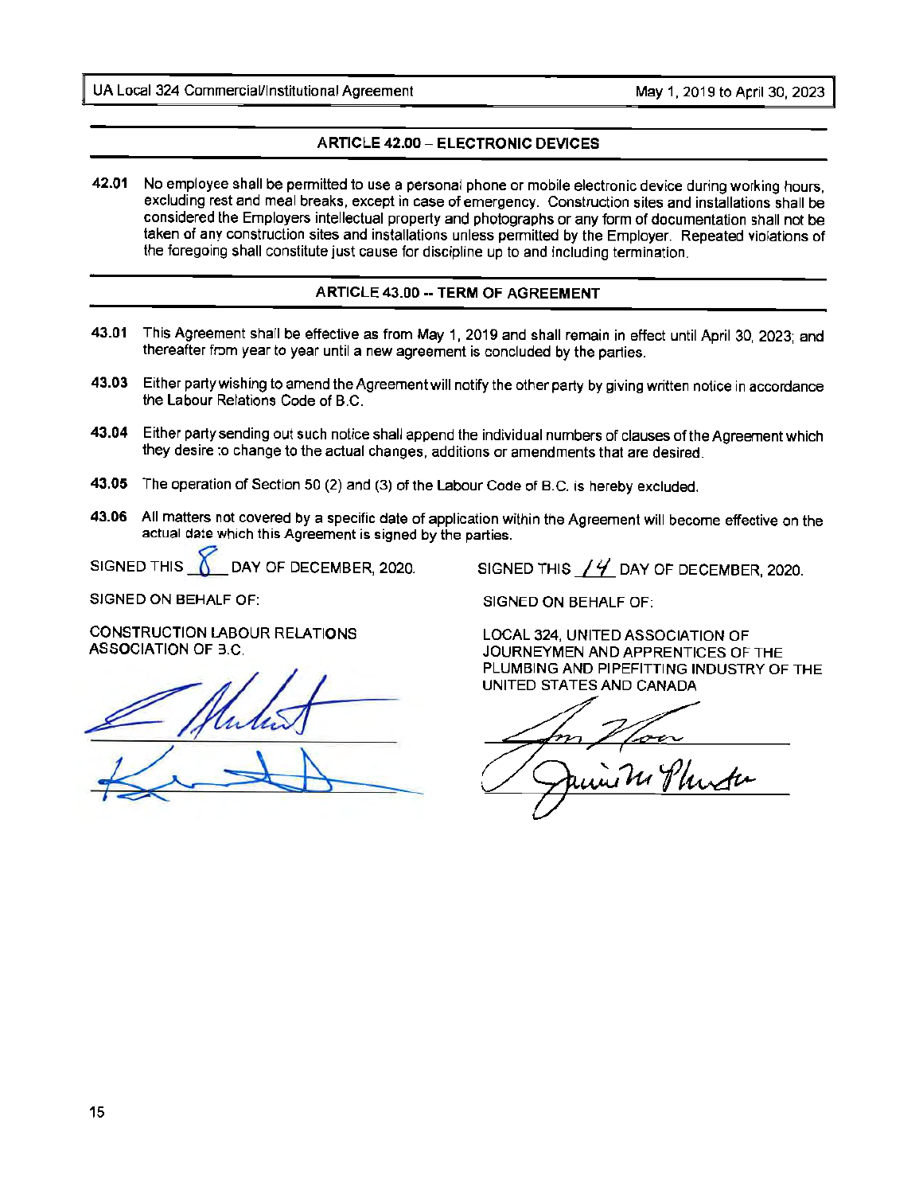## ARTICLE 42.00 – ELECTRONIC DEVICES

**42.01** No employee shall be permitted to use a personal phone or mobile electronic device during working hours, excluding rest and meal breaks, except in case of emergency. Construction sites and installations shall be considered the Employers intellectual property and photographs or any form of documentation shall not be taken of any construction sites and installations unless permitted by the Employer. Repeated violations of the foregoing shall constitute just cause for discipline up to and including termination.

## ARTICLE 43.00 -- TERM OF AGREEMENT

**43.01** This Agreement shall be effective as from May 1, 2019 and shall remain in effect until April 30, 2023; and thereafter from year to year until a new agreement is concluded by the parties.

**43.03** Either party wishing to amend the Agreement will notify the other party by giving written notice in accordance the Labour Relations Code of B.C.

**43.04** Either party sending out such notice shall append the individual numbers of clauses of the Agreement which they desire to change to the actual changes, additions or amendments that are desired.

**43.05** The operation of Section 50 (2) and (3) of the Labour Code of B.C. is hereby excluded.

**43.06** All matters not covered by a specific date of application within the Agreement will become effective on the actual date which this Agreement is signed by the parties.

SIGNED THIS 8 DAY OF DECEMBER, 2020.

SIGNED ON BEHALF OF:

CONSTRUCTION LABOUR RELATIONS ASSOCIATION OF B.C.

SIGNED THIS 14 DAY OF DECEMBER, 2020.

SIGNED ON BEHALF OF:

LOCAL 324, UNITED ASSOCIATION OF JOURNEYMEN AND APPRENTICES OF THE PLUMBING AND PIPEFITTING INDUSTRY OF THE UNITED STATES AND CANADA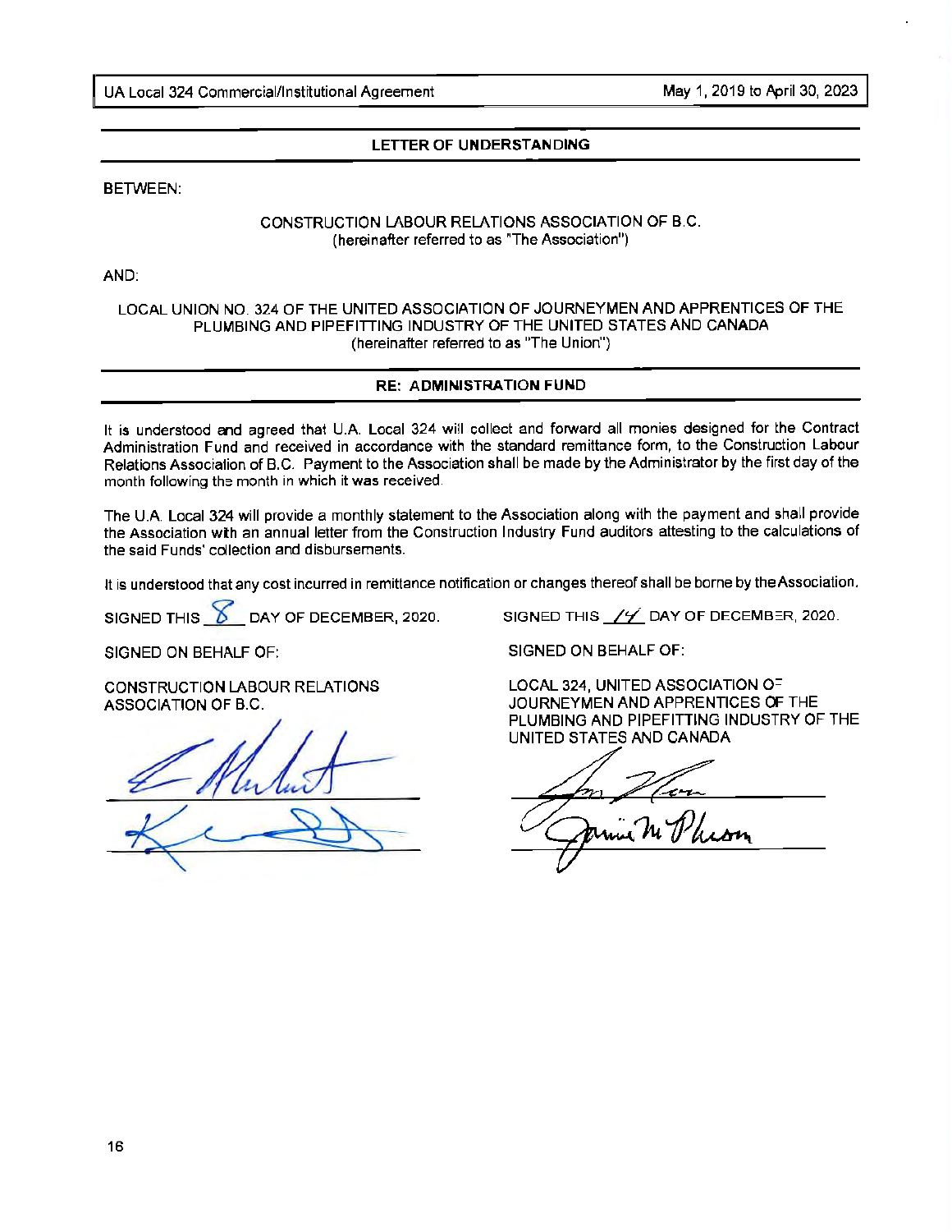## LETTER OF UNDERSTANDING

BETWEEN:

CONSTRUCTION LABOUR RELATIONS ASSOCIATION OF B.C.
(hereinafter referred to as "The Association")

AND:

LOCAL UNION NO. 324 OF THE UNITED ASSOCIATION OF JOURNEYMEN AND APPRENTICES OF THE PLUMBING AND PIPEFITTING INDUSTRY OF THE UNITED STATES AND CANADA
(hereinafter referred to as "The Union")

## RE: ADMINISTRATION FUND

It is understood and agreed that U.A. Local 324 will collect and forward all monies designed for the Contract Administration Fund and received in accordance with the standard remittance form, to the Construction Labour Relations Association of B.C. Payment to the Association shall be made by the Administrator by the first day of the month following the month in which it was received.

The U.A. Local 324 will provide a monthly statement to the Association along with the payment and shall provide the Association with an annual letter from the Construction Industry Fund auditors attesting to the calculations of the said Funds' collection and disbursements.

It is understood that any cost incurred in remittance notification or changes thereof shall be borne by the Association.

SIGNED THIS 8 DAY OF DECEMBER, 2020.

SIGNED ON BEHALF OF:

CONSTRUCTION LABOUR RELATIONS ASSOCIATION OF B.C.

SIGNED THIS 14 DAY OF DECEMBER, 2020.

SIGNED ON BEHALF OF:

LOCAL 324, UNITED ASSOCIATION OF JOURNEYMEN AND APPRENTICES OF THE PLUMBING AND PIPEFITTING INDUSTRY OF THE UNITED STATES AND CANADA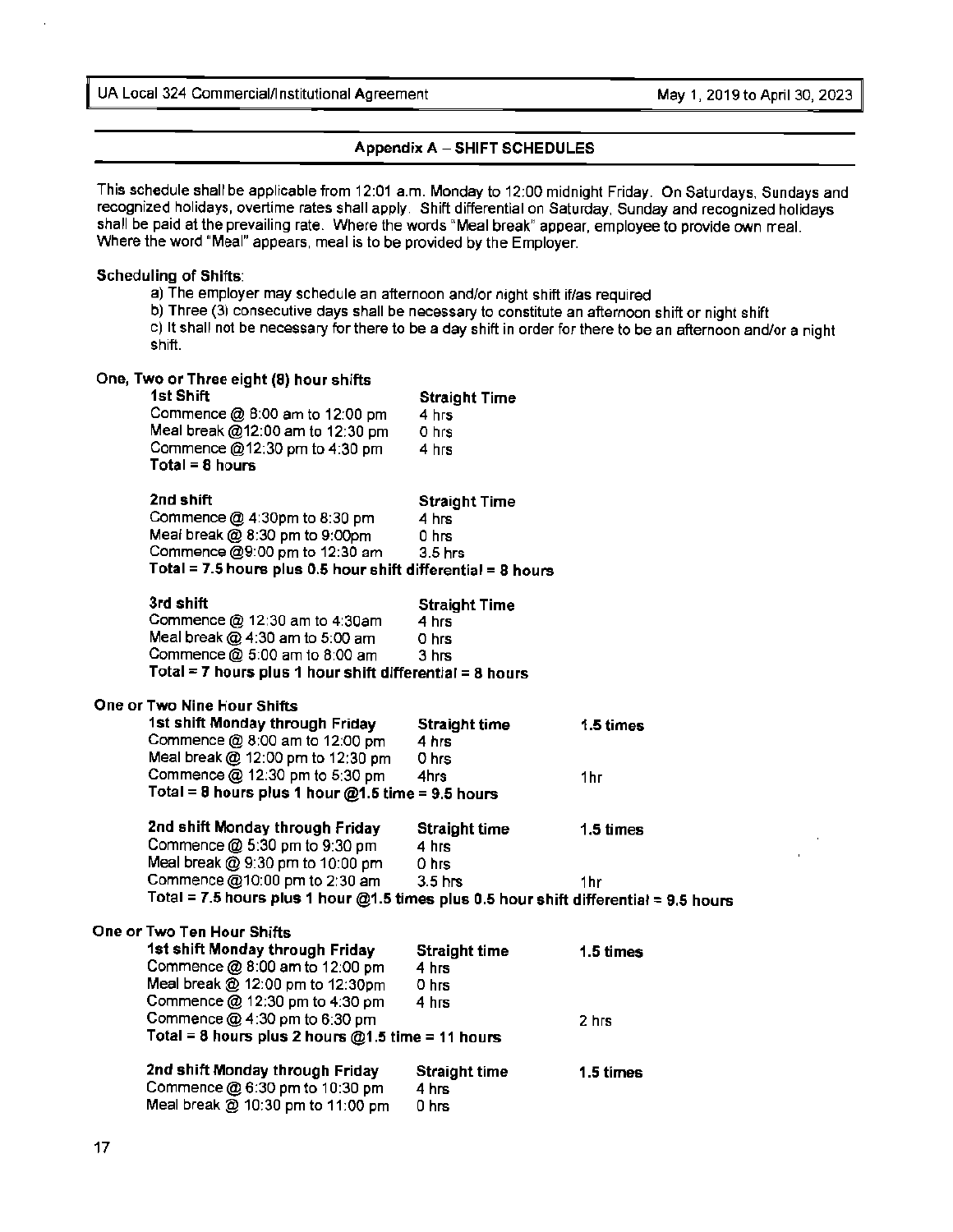## Appendix A – SHIFT SCHEDULES

This schedule shall be applicable from 12:01 a.m. Monday to 12:00 midnight Friday. On Saturdays, Sundays and recognized holidays, overtime rates shall apply. Shift differential on Saturday, Sunday and recognized holidays shall be paid at the prevailing rate. Where the words "Meal break" appear, employee to provide own meal. Where the word "Meal" appears, meal is to be provided by the Employer.

**Scheduling of Shifts:**

a) The employer may schedule an afternoon and/or night shift if/as required

b) Three (3) consecutive days shall be necessary to constitute an afternoon shift or night shift

c) It shall not be necessary for there to be a day shift in order for there to be an afternoon and/or a night shift.

### One, Two or Three eight (8) hour shifts

| **1st Shift** | **Straight Time** |
|---|---|
| Commence @ 8:00 am to 12:00 pm | 4 hrs |
| Meal break @12:00 am to 12:30 pm | 0 hrs |
| Commence @12:30 pm to 4:30 pm | 4 hrs |

**Total = 8 hours**

| **2nd shift** | **Straight Time** |
|---|---|
| Commence @ 4:30pm to 8:30 pm | 4 hrs |
| Meal break @ 8:30 pm to 9:00pm | 0 hrs |
| Commence @9:00 pm to 12:30 am | 3.5 hrs |

**Total = 7.5 hours plus 0.5 hour shift differential = 8 hours**

| **3rd shift** | **Straight Time** |
|---|---|
| Commence @ 12:30 am to 4:30am | 4 hrs |
| Meal break @ 4:30 am to 5:00 am | 0 hrs |
| Commence @ 5:00 am to 8:00 am | 3 hrs |

**Total = 7 hours plus 1 hour shift differential = 8 hours**

### One or Two Nine Hour Shifts

| **1st shift Monday through Friday** | **Straight time** | **1.5 times** |
|---|---|---|
| Commence @ 8:00 am to 12:00 pm | 4 hrs | |
| Meal break @ 12:00 pm to 12:30 pm | 0 hrs | |
| Commence @ 12:30 pm to 5:30 pm | 4hrs | 1hr |

**Total = 8 hours plus 1 hour @1.5 time = 9.5 hours**

| **2nd shift Monday through Friday** | **Straight time** | **1.5 times** |
|---|---|---|
| Commence @ 5:30 pm to 9:30 pm | 4 hrs | |
| Meal break @ 9:30 pm to 10:00 pm | 0 hrs | |
| Commence @10:00 pm to 2:30 am | 3.5 hrs | 1hr |

**Total = 7.5 hours plus 1 hour @1.5 times plus 0.5 hour shift differential = 9.5 hours**

### One or Two Ten Hour Shifts

| **1st shift Monday through Friday** | **Straight time** | **1.5 times** |
|---|---|---|
| Commence @ 8:00 am to 12:00 pm | 4 hrs | |
| Meal break @ 12:00 pm to 12:30pm | 0 hrs | |
| Commence @ 12:30 pm to 4:30 pm | 4 hrs | |
| Commence @ 4:30 pm to 6:30 pm | | 2 hrs |

**Total = 8 hours plus 2 hours @1.5 time = 11 hours**

| **2nd shift Monday through Friday** | **Straight time** | **1.5 times** |
|---|---|---|
| Commence @ 6:30 pm to 10:30 pm | 4 hrs | |
| Meal break @ 10:30 pm to 11:00 pm | 0 hrs | |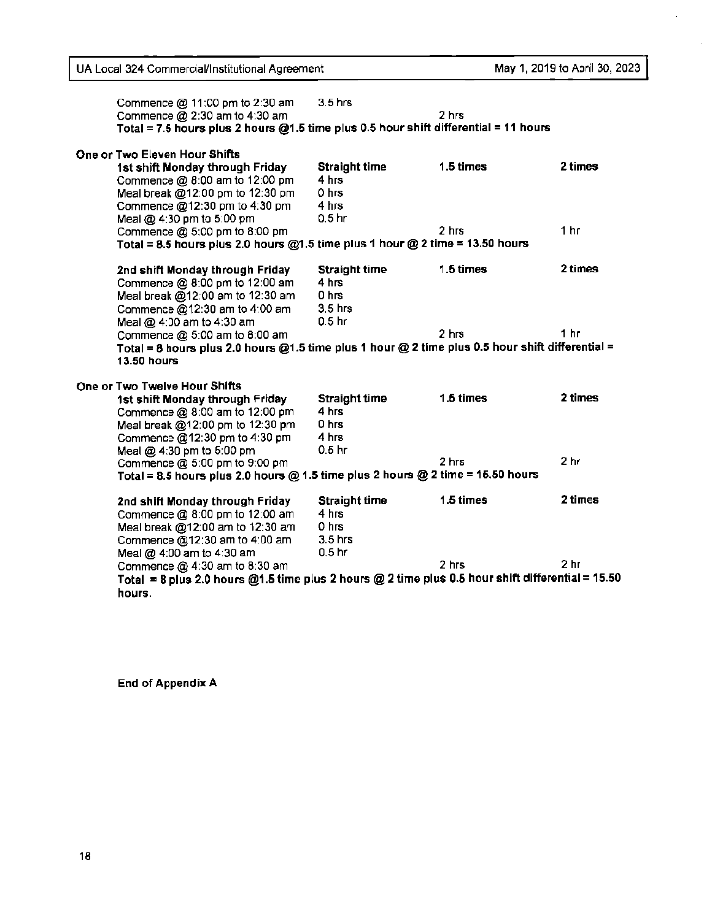| | | | |
|---|---|---|---|
| Commence @ 11:00 pm to 2:30 am | 3.5 hrs | | |
| Commence @ 2:30 am to 4:30 am | | 2 hrs | |

**Total = 7.5 hours plus 2 hours @1.5 time plus 0.5 hour shift differential = 11 hours**

**One or Two Eleven Hour Shifts**

| **1st shift Monday through Friday** | **Straight time** | **1.5 times** | **2 times** |
|---|---|---|---|
| Commence @ 8:00 am to 12:00 pm | 4 hrs | | |
| Meal break @12:00 pm to 12:30 pm | 0 hrs | | |
| Commence @12:30 pm to 4:30 pm | 4 hrs | | |
| Meal @ 4:30 pm to 5:00 pm | 0.5 hr | | |
| Commence @ 5:00 pm to 8:00 pm | | 2 hrs | 1 hr |

**Total = 8.5 hours plus 2.0 hours @1.5 time plus 1 hour @ 2 time = 13.50 hours**

| **2nd shift Monday through Friday** | **Straight time** | **1.5 times** | **2 times** |
|---|---|---|---|
| Commence @ 8:00 pm to 12:00 am | 4 hrs | | |
| Meal break @12:00 am to 12:30 am | 0 hrs | | |
| Commence @12:30 am to 4:00 am | 3.5 hrs | | |
| Meal @ 4:30 am to 4:30 am | 0.5 hr | | |
| Commence @ 5:00 am to 8:00 am | | 2 hrs | 1 hr |

**Total = 8 hours plus 2.0 hours @1.5 time plus 1 hour @ 2 time plus 0.5 hour shift differential = 13.50 hours**

**One or Two Twelve Hour Shifts**

| **1st shift Monday through Friday** | **Straight time** | **1.5 times** | **2 times** |
|---|---|---|---|
| Commence @ 8:00 am to 12:00 pm | 4 hrs | | |
| Meal break @12:00 pm to 12:30 pm | 0 hrs | | |
| Commence @12:30 pm to 4:30 pm | 4 hrs | | |
| Meal @ 4:30 pm to 5:00 pm | 0.5 hr | | |
| Commence @ 5:00 pm to 9:00 pm | | 2 hrs | 2 hr |

**Total = 8.5 hours plus 2.0 hours @ 1.5 time plus 2 hours @ 2 time = 15.50 hours**

| **2nd shift Monday through Friday** | **Straight time** | **1.5 times** | **2 times** |
|---|---|---|---|
| Commence @ 8:00 pm to 12:00 am | 4 hrs | | |
| Meal break @12:00 am to 12:30 am | 0 hrs | | |
| Commence @12:30 am to 4:00 am | 3.5 hrs | | |
| Meal @ 4:00 am to 4:30 am | 0.5 hr | | |
| Commence @ 4:30 am to 8:30 am | | 2 hrs | 2 hr |

**Total = 8 plus 2.0 hours @1.5 time plus 2 hours @ 2 time plus 0.5 hour shift differential = 15.50 hours.**

**End of Appendix A**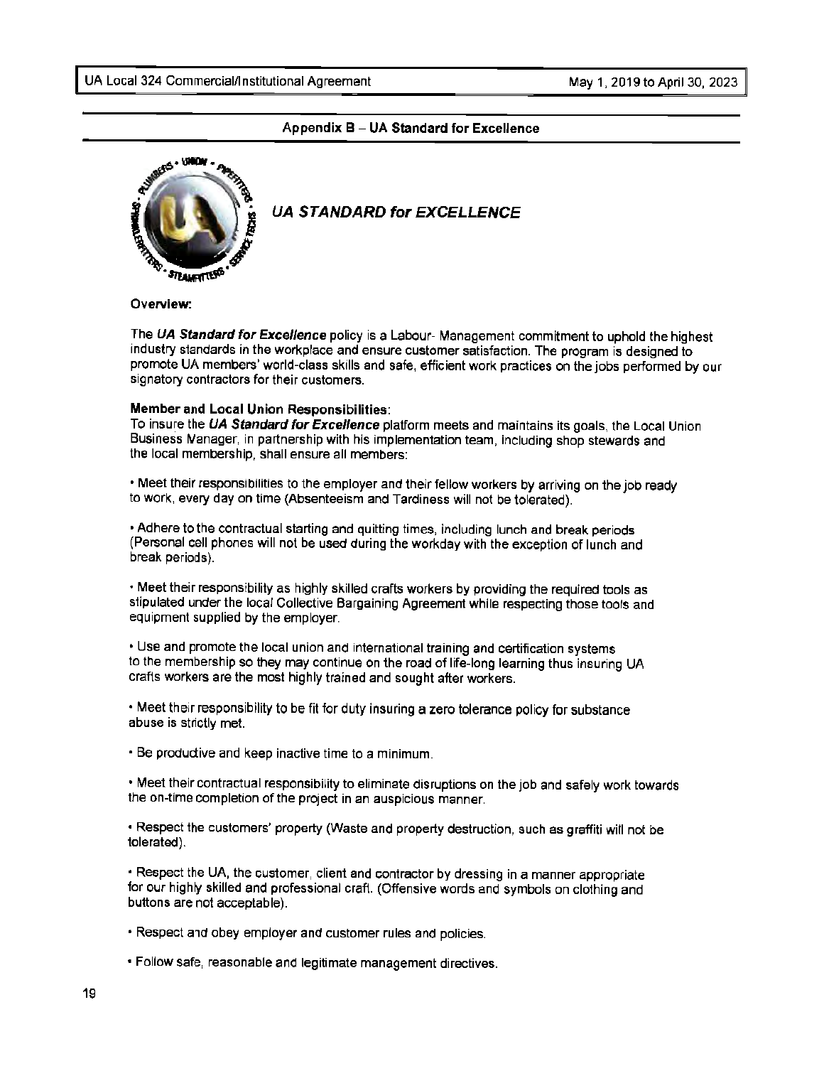## Appendix B – UA Standard for Excellence

### *UA STANDARD for EXCELLENCE*

**Overview:**

The ***UA Standard for Excellence*** policy is a Labour- Management commitment to uphold the highest industry standards in the workplace and ensure customer satisfaction. The program is designed to promote UA members' world-class skills and safe, efficient work practices on the jobs performed by our signatory contractors for their customers.

**Member and Local Union Responsibilities:**
To insure the ***UA Standard for Excellence*** platform meets and maintains its goals, the Local Union Business Manager, in partnership with his implementation team, including shop stewards and the local membership, shall ensure all members:

• Meet their responsibilities to the employer and their fellow workers by arriving on the job ready to work, every day on time (Absenteeism and Tardiness will not be tolerated).

• Adhere to the contractual starting and quitting times, including lunch and break periods (Personal cell phones will not be used during the workday with the exception of lunch and break periods).

• Meet their responsibility as highly skilled crafts workers by providing the required tools as stipulated under the local Collective Bargaining Agreement while respecting those tools and equipment supplied by the employer.

• Use and promote the local union and international training and certification systems to the membership so they may continue on the road of life-long learning thus insuring UA crafts workers are the most highly trained and sought after workers.

• Meet their responsibility to be fit for duty insuring a zero tolerance policy for substance abuse is strictly met.

• Be productive and keep inactive time to a minimum.

• Meet their contractual responsibility to eliminate disruptions on the job and safely work towards the on-time completion of the project in an auspicious manner.

• Respect the customers' property (Waste and property destruction, such as graffiti will not be tolerated).

• Respect the UA, the customer, client and contractor by dressing in a manner appropriate for our highly skilled and professional craft. (Offensive words and symbols on clothing and buttons are not acceptable).

• Respect and obey employer and customer rules and policies.

• Follow safe, reasonable and legitimate management directives.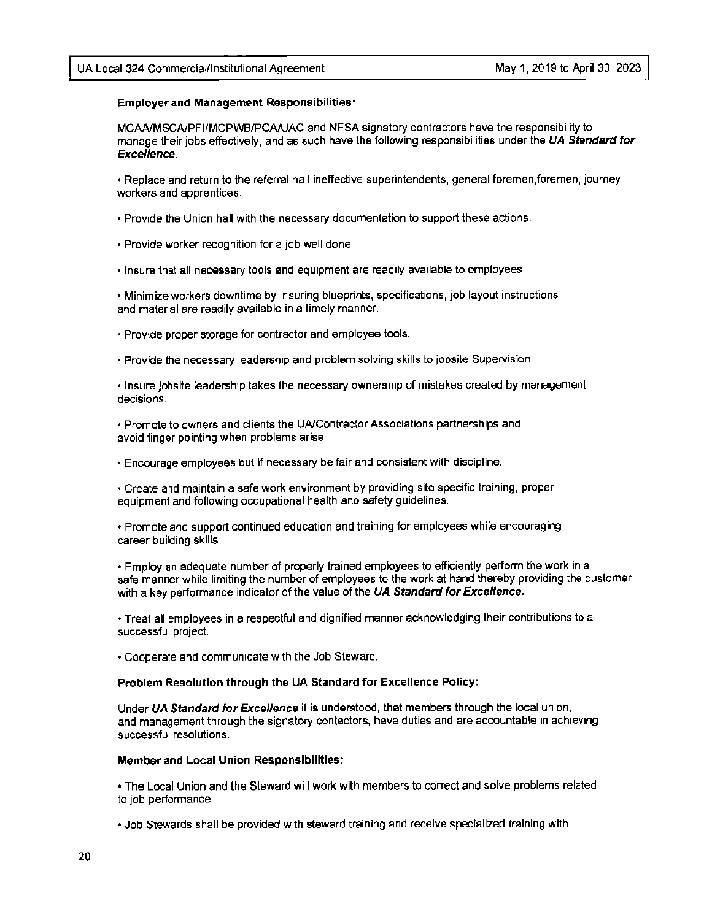**Employer and Management Responsibilities:**

MCAA/MSCA/PFI/MCPWB/PCA/UAC and NFSA signatory contractors have the responsibility to manage their jobs effectively, and as such have the following responsibilities under the ***UA Standard for Excellence***.

• Replace and return to the referral hall ineffective superintendents, general foremen,foremen, journey workers and apprentices.

• Provide the Union hall with the necessary documentation to support these actions.

• Provide worker recognition for a job well done.

• Insure that all necessary tools and equipment are readily available to employees.

• Minimize workers downtime by insuring blueprints, specifications, job layout instructions and material are readily available in a timely manner.

• Provide proper storage for contractor and employee tools.

• Provide the necessary leadership and problem solving skills to jobsite Supervision.

• Insure jobsite leadership takes the necessary ownership of mistakes created by management decisions.

• Promote to owners and clients the UA/Contractor Associations partnerships and avoid finger pointing when problems arise.

• Encourage employees but if necessary be fair and consistent with discipline.

• Create and maintain a safe work environment by providing site specific training, proper equipment and following occupational health and safety guidelines.

• Promote and support continued education and training for employees while encouraging career building skills.

• Employ an adequate number of properly trained employees to efficiently perform the work in a safe manner while limiting the number of employees to the work at hand thereby providing the customer with a key performance indicator of the value of the ***UA Standard for Excellence.***

• Treat all employees in a respectful and dignified manner acknowledging their contributions to a successful project.

• Cooperate and communicate with the Job Steward.

**Problem Resolution through the UA Standard for Excellence Policy:**

Under ***UA Standard for Excellence*** it is understood, that members through the local union, and management through the signatory contactors, have duties and are accountable in achieving successful resolutions.

**Member and Local Union Responsibilities:**

• The Local Union and the Steward will work with members to correct and solve problems related to job performance.

• Job Stewards shall be provided with steward training and receive specialized training with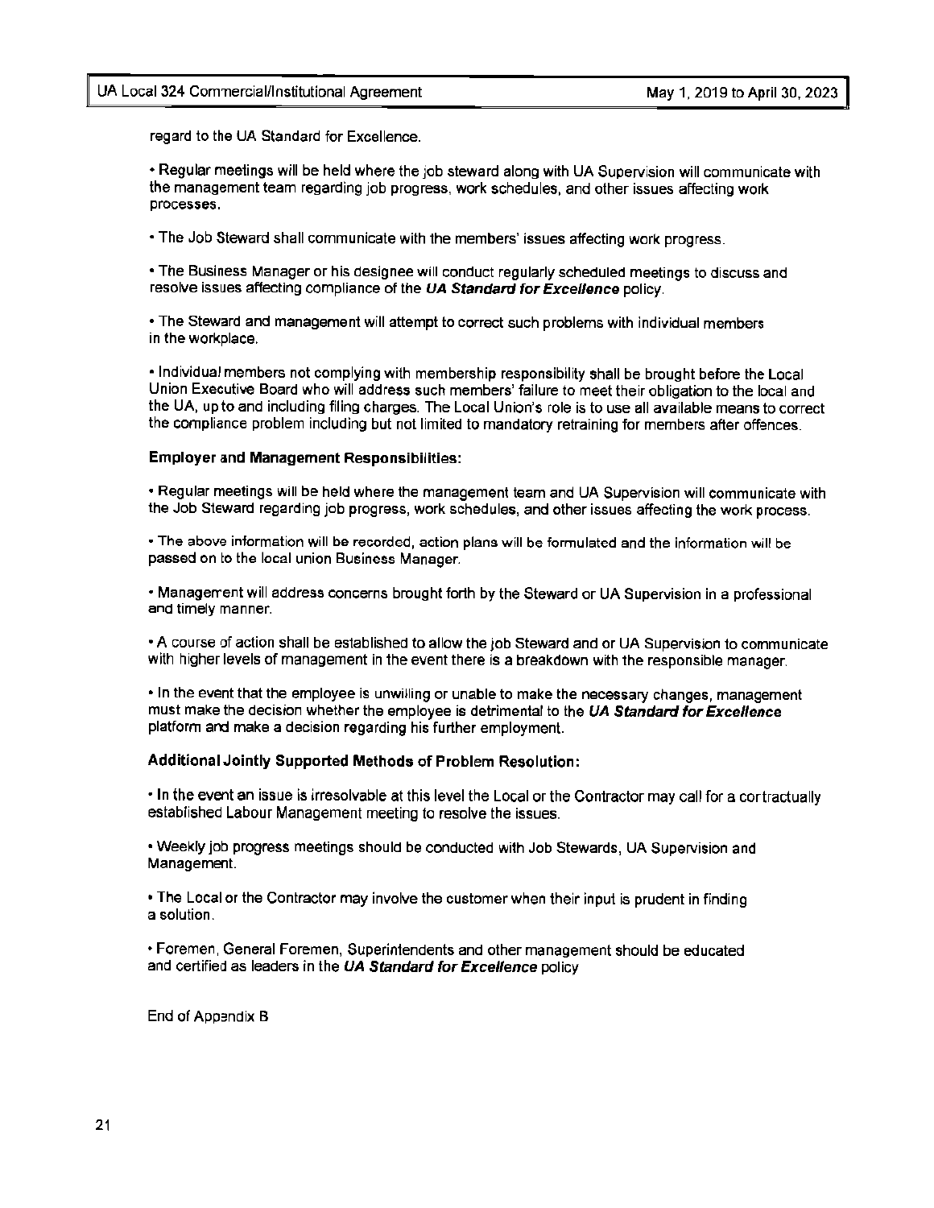regard to the UA Standard for Excellence.

- Regular meetings will be held where the job steward along with UA Supervision will communicate with the management team regarding job progress, work schedules, and other issues affecting work processes.

- The Job Steward shall communicate with the members' issues affecting work progress.

- The Business Manager or his designee will conduct regularly scheduled meetings to discuss and resolve issues affecting compliance of the ***UA Standard for Excellence*** policy.

- The Steward and management will attempt to correct such problems with individual members in the workplace.

- Individual members not complying with membership responsibility shall be brought before the Local Union Executive Board who will address such members' failure to meet their obligation to the local and the UA, up to and including filing charges. The Local Union's role is to use all available means to correct the compliance problem including but not limited to mandatory retraining for members after offences.

**Employer and Management Responsibilities:**

- Regular meetings will be held where the management team and UA Supervision will communicate with the Job Steward regarding job progress, work schedules, and other issues affecting the work process.

- The above information will be recorded, action plans will be formulated and the information will be passed on to the local union Business Manager.

- Management will address concerns brought forth by the Steward or UA Supervision in a professional and timely manner.

- A course of action shall be established to allow the job Steward and or UA Supervision to communicate with higher levels of management in the event there is a breakdown with the responsible manager.

- In the event that the employee is unwilling or unable to make the necessary changes, management must make the decision whether the employee is detrimental to the ***UA Standard for Excellence*** platform and make a decision regarding his further employment.

**Additional Jointly Supported Methods of Problem Resolution:**

- In the event an issue is irresolvable at this level the Local or the Contractor may call for a contractually established Labour Management meeting to resolve the issues.

- Weekly job progress meetings should be conducted with Job Stewards, UA Supervision and Management.

- The Local or the Contractor may involve the customer when their input is prudent in finding a solution.

- Foremen, General Foremen, Superintendents and other management should be educated and certified as leaders in the ***UA Standard for Excellence*** policy

End of Appendix B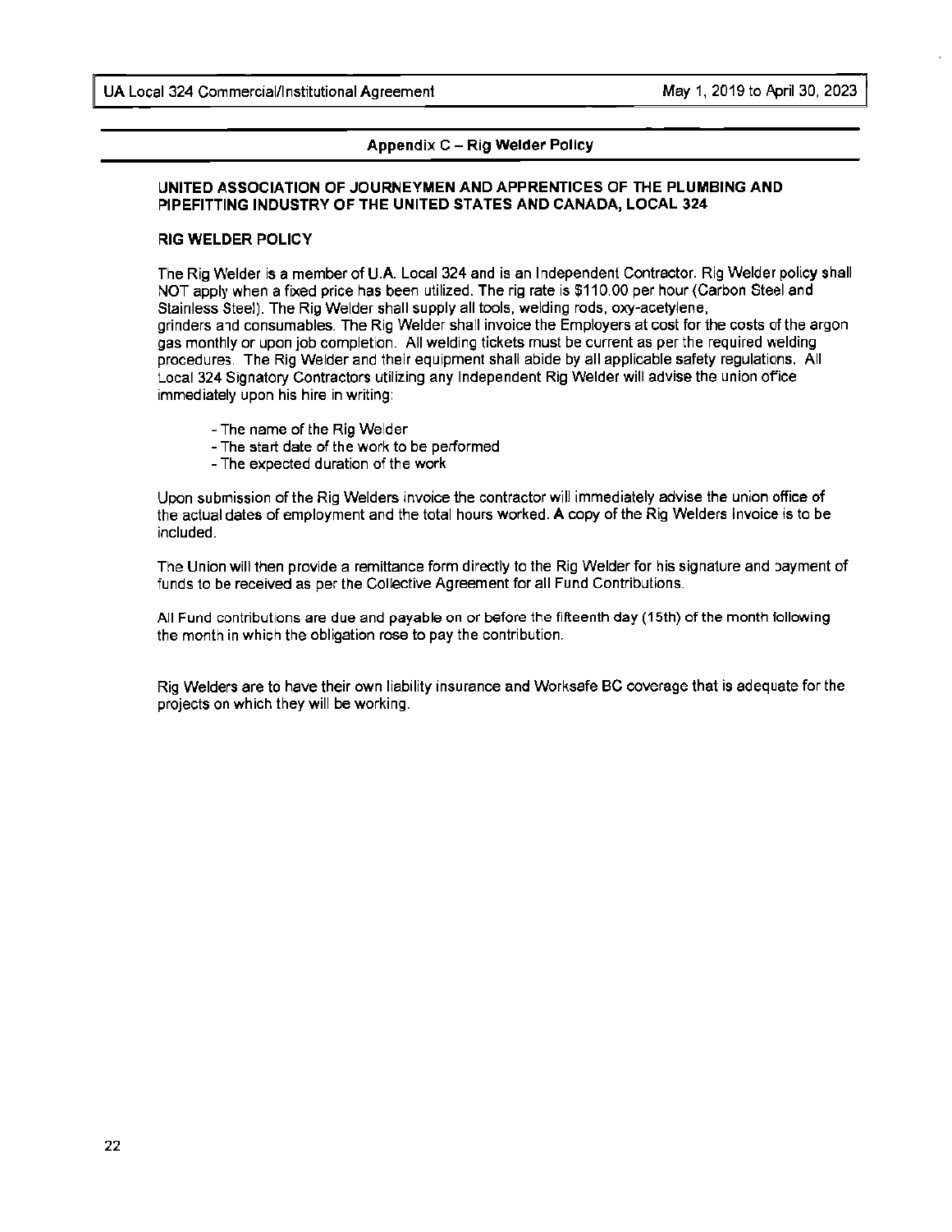## Appendix C – Rig Welder Policy

### UNITED ASSOCIATION OF JOURNEYMEN AND APPRENTICES OF THE PLUMBING AND PIPEFITTING INDUSTRY OF THE UNITED STATES AND CANADA, LOCAL 324

### RIG WELDER POLICY

The Rig Welder is a member of U.A. Local 324 and is an Independent Contractor. Rig Welder policy shall NOT apply when a fixed price has been utilized. The rig rate is $110.00 per hour (Carbon Steel and Stainless Steel). The Rig Welder shall supply all tools, welding rods, oxy-acetylene, grinders and consumables. The Rig Welder shall invoice the Employers at cost for the costs of the argon gas monthly or upon job completion. All welding tickets must be current as per the required welding procedures. The Rig Welder and their equipment shall abide by all applicable safety regulations. All Local 324 Signatory Contractors utilizing any Independent Rig Welder will advise the union office immediately upon his hire in writing:

- The name of the Rig Welder
- The start date of the work to be performed
- The expected duration of the work

Upon submission of the Rig Welders invoice the contractor will immediately advise the union office of the actual dates of employment and the total hours worked. A copy of the Rig Welders Invoice is to be included.

The Union will then provide a remittance form directly to the Rig Welder for his signature and payment of funds to be received as per the Collective Agreement for all Fund Contributions.

All Fund contributions are due and payable on or before the fifteenth day (15th) of the month following the month in which the obligation rose to pay the contribution.

Rig Welders are to have their own liability insurance and Worksafe BC coverage that is adequate for the projects on which they will be working.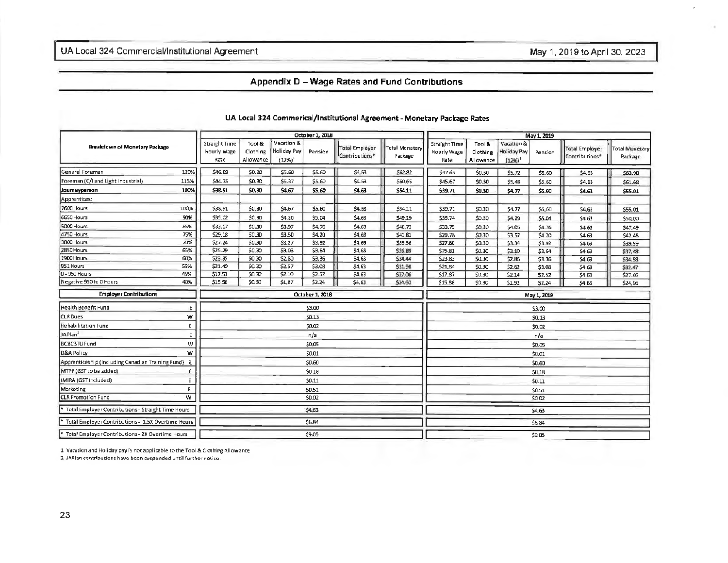## Appendix D – Wage Rates and Fund Contributions

### UA Local 324 Commerical/Institutional Agreement - Monetary Package Rates

| Breakdown of Monetary Package | | October 1, 2018 | | | | | | May 1, 2019 | | | | | |
|---|---|---|---|---|---|---|---|---|---|---|---|---|---|
| | | Straight Time Hourly Wage Rate | Tool & Clothing Allowance | Vacation & Holiday Pay (12%)[1] | Pension | Total Employer Contributions* | Total Monetary Package | Straight Time Hourly Wage Rate | Tool & Clothing Allowance | Vacation & Holiday Pay (12%)[1] | Pension | Total Employer Contributions* | Total Monetary Package |
| General Foreman | 120% | $46.69 | $0.30 | $5.60 | $5.60 | $4.63 | $62.82 | $47.65 | $0.30 | $5.72 | $5.60 | $4.63 | $63.90 |
| Foreman (C/I and Light Industrial) | 115% | $44.75 | $0.30 | $5.37 | $5.60 | $4.63 | $60.65 | $45.67 | $0.30 | $5.48 | $5.60 | $4.63 | $61.68 |
| **Journeyperson** | **100%** | **$38.91** | **$0.30** | **$4.67** | **$5.60** | **$4.63** | **$54.11** | **$39.71** | **$0.30** | **$4.77** | **$5.60** | **$4.63** | **$55.01** |
| Apprentices: | | | | | | | | | | | | | |
| 7600 Hours | 100% | $38.91 | $0.30 | $4.67 | $5.60 | $4.63 | $54.11 | $39.71 | $0.30 | $4.77 | $5.60 | $4.63 | $55.01 |
| 6650 Hours | 90% | $35.02 | $0.30 | $4.20 | $5.04 | $4.63 | $49.19 | $35.74 | $0.30 | $4.29 | $5.04 | $4.63 | $50.00 |
| 5000 Hours | 85% | $33.07 | $0.30 | $3.97 | $4.76 | $4.63 | $46.73 | $33.75 | $0.30 | $4.05 | $4.76 | $4.63 | $47.49 |
| 4750 Hours | 75% | $29.18 | $0.30 | $3.50 | $4.20 | $4.63 | $41.81 | $29.78 | $0.30 | $3.57 | $4.20 | $4.63 | $42.48 |
| 3800 Hours | 70% | $27.24 | $0.30 | $3.27 | $3.92 | $4.63 | $39.36 | $27.80 | $0.30 | $3.34 | $3.92 | $4.63 | $39.99 |
| 2850 Hours | 65% | $25.29 | $0.30 | $3.03 | $3.64 | $4.63 | $36.89 | $25.81 | $0.30 | $3.10 | $3.64 | $4.63 | $37.48 |
| 1900 Hours | 60% | $23.35 | $0.30 | $2.80 | $3.36 | $4.63 | $34.44 | $23.83 | $0.30 | $2.86 | $3.36 | $4.63 | $34.98 |
| 951 Hours | 55% | $21.40 | $0.30 | $2.57 | $3.08 | $4.63 | $31.98 | $21.84 | $0.30 | $2.62 | $3.08 | $4.63 | $32.47 |
| 0 - 950 Hours | 45% | $17.51 | $0.30 | $2.10 | $2.52 | $4.63 | $27.06 | $17.87 | $0.30 | $2.14 | $2.52 | $4.63 | $27.46 |
| Negative 950 to 0 Hours | 40% | $15.56 | $0.30 | $1.87 | $2.24 | $4.63 | $24.60 | $15.88 | $0.30 | $1.91 | $2.24 | $4.63 | $24.96 |

| Employer Contributions | | October 1, 2018 | May 1, 2019 |
|---|---|---|---|
| Health Benefit Fund | E | $3.00 | $3.00 |
| CLR Dues | W | $0.13 | $0.13 |
| Rehabilitation Fund | E | $0.02 | $0.02 |
| JA Plan[2] | E | n/a | n/a |
| BC&CBTU Fund | W | $0.05 | $0.05 |
| D&A Policy | W | $0.01 | $0.01 |
| Apprenticeship (including Canadian Training Fund) | E | $0.60 | $0.60 |
| MTPF (GST to be added) | E | $0.18 | $0.18 |
| IMIRA (GST Included) | E | $0.11 | $0.11 |
| Marketing | E | $0.51 | $0.51 |
| CLR Promotion Fund | W | $0.02 | $0.02 |
| * Total Employer Contributions - Straight Time Hours | | $4.63 | $4.63 |
| * Total Employer Contributions - 1.5X Overtime Hours | | $6.84 | $6.84 |
| * Total Employer Contributions - 2X Overtime Hours | | $9.05 | $9.05 |

1. Vacation and Holiday pay is not applicable to the Tool & Clothing Allowance
2. JAPlan contributions have been suspended until further notice.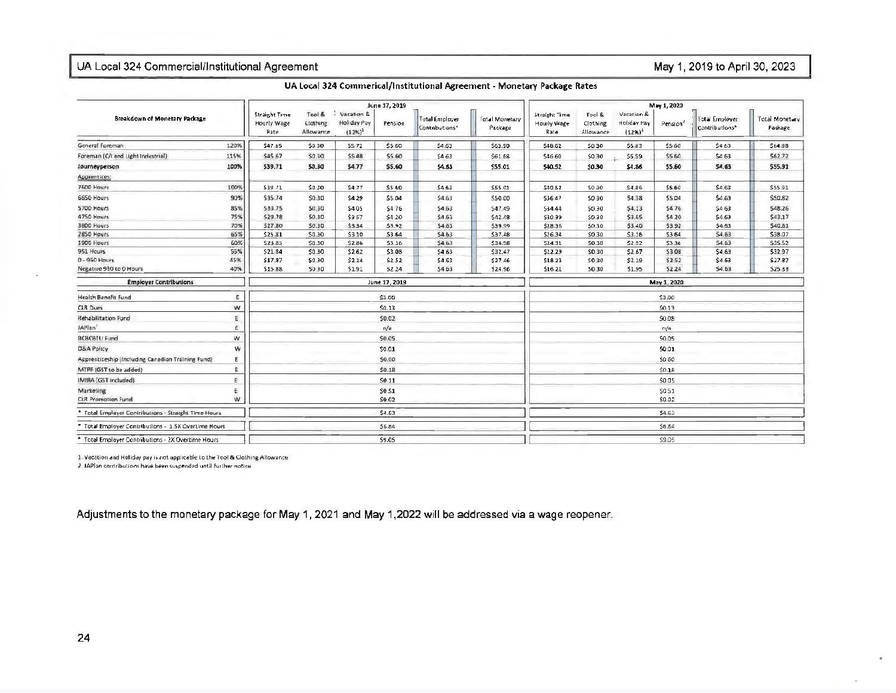## UA Local 324 Commerical/Institutional Agreement - Monetary Package Rates

| Breakdown of Monetary Package | | June 17, 2019 | | | | | | May 1, 2020 | | | | | |
|---|---|---|---|---|---|---|---|---|---|---|---|---|---|
| | | Straight Time Hourly Wage Rate | Tool & Clothing Allowance | Vacation & Holiday Pay (12%)[1] | Pension | Total Employer Contributions* | Total Monetary Package | Straight Time Hourly Wage Rate | Tool & Clothing Allowance | Vacation & Holiday Pay (12%)[1] | Pension[2] | Total Employer Contributions* | Total Monetary Package |
| General Foreman | 120% | $47.65 | $0.30 | $5.72 | $5.60 | $4.63 | $63.90 | $48.62 | $0.30 | $5.83 | $5.60 | $4.63 | $64.98 |
| Foreman (C/I and Light Industrial) | 115% | $45.67 | $0.30 | $5.48 | $5.60 | $4.63 | $61.68 | $46.60 | $0.30 | $5.59 | $5.60 | $4.63 | $62.72 |
| **Journeyperson** | **100%** | **$39.71** | **$0.30** | **$4.77** | **$5.60** | **$4.63** | **$55.01** | **$40.52** | **$0.30** | **$4.86** | **$5.60** | **$4.63** | **$55.91** |
| Apprentices: | | | | | | | | | | | | | |
| 7600 Hours | 100% | $39.71 | $0.30 | $4.77 | $5.60 | $4.63 | $55.01 | $40.52 | $0.30 | $4.86 | $5.60 | $4.63 | $55.91 |
| 6650 Hours | 90% | $35.74 | $0.30 | $4.29 | $5.04 | $4.63 | $50.00 | $36.47 | $0.30 | $4.38 | $5.04 | $4.63 | $50.82 |
| 5700 Hours | 85% | $33.75 | $0.30 | $4.05 | $4.76 | $4.63 | $47.49 | $34.44 | $0.30 | $4.13 | $4.76 | $4.63 | $48.26 |
| 4750 Hours | 75% | $29.78 | $0.30 | $3.57 | $4.20 | $4.63 | $42.48 | $30.39 | $0.30 | $3.65 | $4.20 | $4.63 | $43.17 |
| 3800 Hours | 70% | $27.80 | $0.30 | $3.34 | $3.92 | $4.63 | $39.99 | $28.36 | $0.30 | $3.40 | $3.92 | $4.63 | $40.61 |
| 2850 Hours | 65% | $25.81 | $0.30 | $3.10 | $3.64 | $4.63 | $37.48 | $26.34 | $0.30 | $3.16 | $3.64 | $4.63 | $38.07 |
| 1900 Hours | 60% | $23.83 | $0.30 | $2.86 | $3.36 | $4.63 | $34.98 | $24.31 | $0.30 | $2.92 | $3.36 | $4.63 | $35.52 |
| 951 Hours | 55% | $21.84 | $0.30 | $2.62 | $3.08 | $4.63 | $32.47 | $22.29 | $0.30 | $2.67 | $3.08 | $4.63 | $32.97 |
| 0 - 950 Hours | 45% | $17.87 | $0.30 | $2.14 | $2.52 | $4.63 | $27.46 | $18.23 | $0.30 | $2.19 | $2.52 | $4.63 | $27.87 |
| Negative 950 to 0 Hours | 40% | $15.88 | $0.30 | $1.91 | $2.24 | $4.63 | $24.96 | $16.21 | $0.30 | $1.95 | $2.24 | $4.63 | $25.33 |

| Employer Contributions | | June 17, 2019 | May 1, 2020 |
|---|---|---|---|
| Health Benefit Fund | E | $3.00 | $3.00 |
| CLR Dues | W | $0.13 | $0.13 |
| Rehabilitation Fund | E | $0.02 | $0.08 |
| JAPlan[2] | E | n/a | n/a |
| BCBCBTU Fund | W | $0.05 | $0.05 |
| D&A Policy | W | $0.01 | $0.01 |
| Apprenticeship (Including Canadian Training Fund) | E | $0.60 | $0.60 |
| MTPF (GST to be added) | E | $0.18 | $0.18 |
| IMIRA (GST Included) | E | $0.11 | $0.05 |
| Marketing | E | $0.51 | $0.51 |
| CLR Promotion Fund | W | $0.02 | $0.02 |
| * Total Employer Contributions - Straight Time Hours | | $4.63 | $4.63 |
| * Total Employer Contributions - 1.5X Overtime Hours | | $6.84 | $6.84 |
| * Total Employer Contributions - 2X Overtime Hours | | $9.05 | $9.05 |

1. Vacation and Holiday pay is not applicable to the Tool & Clothing Allowance
2. JAPlan contributions have been suspended until further notice

Adjustments to the monetary package for May 1, 2021 and May 1,2022 will be addressed via a wage reopener.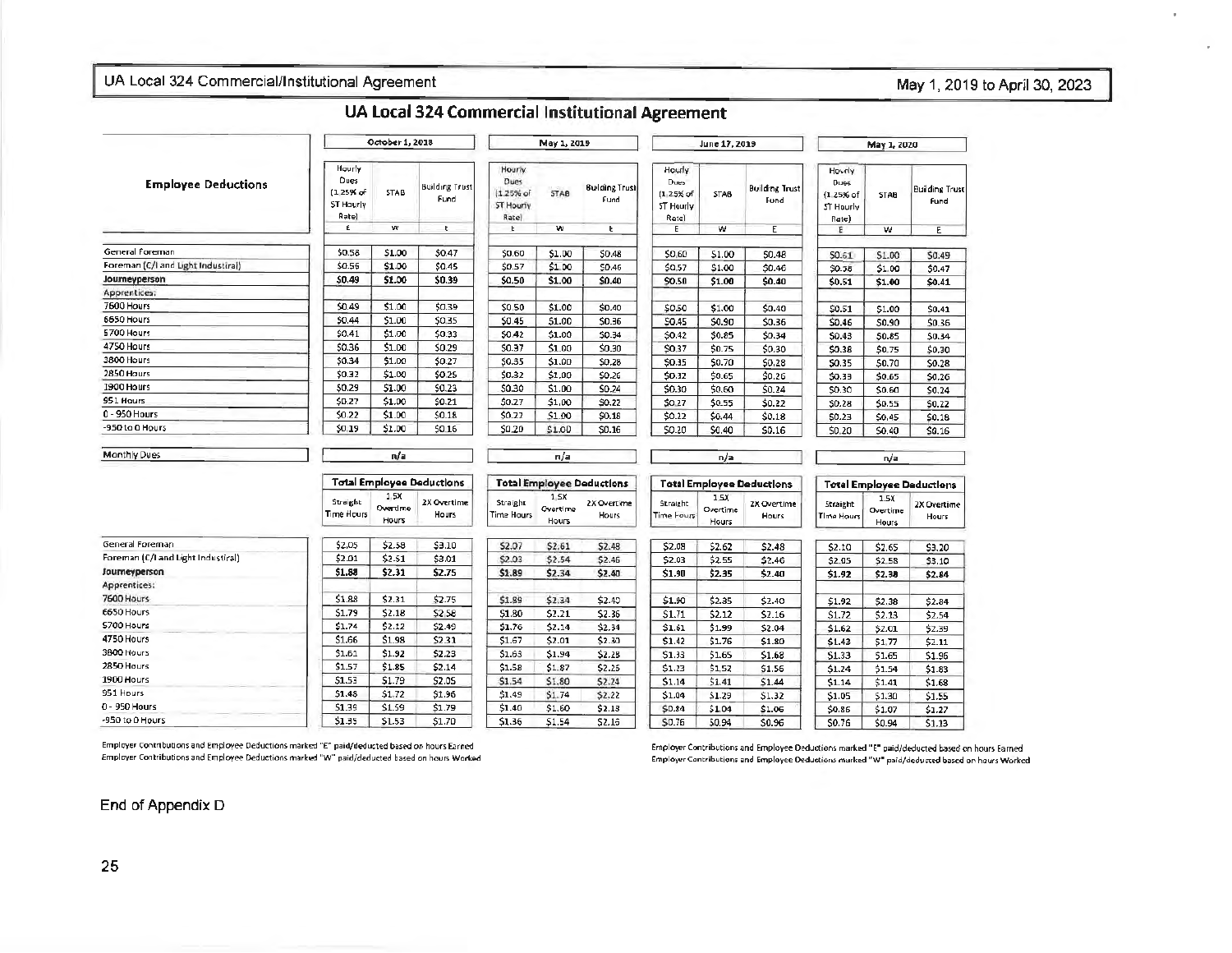# UA Local 324 Commercial Institutional Agreement

| Employee Deductions | October 1, 2018 | | | May 1, 2019 | | | June 17, 2019 | | | May 1, 2020 | | |
|---|---|---|---|---|---|---|---|---|---|---|---|---|
| | Hourly Dues (1.25% of ST Hourly Rate) | STAB | Building Trust Fund | Hourly Dues (1.25% of ST Hourly Rate) | STAB | Building Trust Fund | Hourly Dues (1.25% of ST Hourly Rate) | STAB | Building Trust Fund | Hourly Dues (1.25% of ST Hourly Rate) | STAB | Building Trust Fund |
| | E | W | E | E | W | E | E | W | E | E | W | E |
| General Foreman | $0.58 | $1.00 | $0.47 | $0.60 | $1.00 | $0.48 | $0.60 | $1.00 | $0.48 | $0.61 | $1.00 | $0.49 |
| Foreman (C/I and Light Industrial) | $0.56 | $1.00 | $0.45 | $0.57 | $1.00 | $0.46 | $0.57 | $1.00 | $0.46 | $0.58 | $1.00 | $0.47 |
| **Journeyperson** | **$0.49** | **$1.00** | **$0.39** | **$0.50** | **$1.00** | **$0.40** | **$0.50** | **$1.00** | **$0.40** | **$0.51** | **$1.00** | **$0.41** |
| Apprentices: | | | | | | | | | | | | |
| 7600 Hours | $0.49 | $1.00 | $0.39 | $0.50 | $1.00 | $0.40 | $0.50 | $1.00 | $0.40 | $0.51 | $1.00 | $0.41 |
| 6650 Hours | $0.44 | $1.00 | $0.35 | $0.45 | $1.00 | $0.36 | $0.45 | $0.90 | $0.36 | $0.46 | $0.90 | $0.36 |
| 5700 Hours | $0.41 | $1.00 | $0.33 | $0.42 | $1.00 | $0.34 | $0.42 | $0.85 | $0.34 | $0.43 | $0.85 | $0.34 |
| 4750 Hours | $0.36 | $1.00 | $0.29 | $0.37 | $1.00 | $0.30 | $0.37 | $0.75 | $0.30 | $0.38 | $0.75 | $0.30 |
| 3800 Hours | $0.34 | $1.00 | $0.27 | $0.35 | $1.00 | $0.28 | $0.35 | $0.70 | $0.28 | $0.35 | $0.70 | $0.28 |
| 2850 Hours | $0.32 | $1.00 | $0.25 | $0.32 | $1.00 | $0.26 | $0.32 | $0.65 | $0.26 | $0.33 | $0.65 | $0.26 |
| 1900 Hours | $0.29 | $1.00 | $0.23 | $0.30 | $1.00 | $0.24 | $0.30 | $0.60 | $0.24 | $0.30 | $0.60 | $0.24 |
| 951 Hours | $0.27 | $1.00 | $0.21 | $0.27 | $1.00 | $0.22 | $0.27 | $0.55 | $0.22 | $0.28 | $0.55 | $0.22 |
| 0 - 950 Hours | $0.22 | $1.00 | $0.18 | $0.22 | $1.00 | $0.18 | $0.22 | $0.44 | $0.18 | $0.23 | $0.45 | $0.18 |
| -950 to 0 Hours | $0.19 | $1.00 | $0.16 | $0.20 | $1.00 | $0.16 | $0.20 | $0.40 | $0.16 | $0.20 | $0.40 | $0.16 |
| Monthly Dues | n/a | | | n/a | | | n/a | | | n/a | | |

| | Total Employee Deductions | | | Total Employee Deductions | | | Total Employee Deductions | | | Total Employee Deductions | | |
|---|---|---|---|---|---|---|---|---|---|---|---|---|
| | Straight Time Hours | 1.5X Overtime Hours | 2X Overtime Hours | Straight Time Hours | 1.5X Overtime Hours | 2X Overtime Hours | Straight Time Hours | 1.5X Overtime Hours | 2X Overtime Hours | Straight Time Hours | 1.5X Overtime Hours | 2X Overtime Hours |
| General Foreman | $2.05 | $2.58 | $3.10 | $2.07 | $2.61 | $2.48 | $2.08 | $2.62 | $2.48 | $2.10 | $2.65 | $3.20 |
| Foreman (C/I and Light Industiral) | $2.01 | $2.51 | $3.01 | $2.03 | $2.54 | $2.46 | $2.03 | $2.55 | $2.46 | $2.05 | $2.58 | $3.10 |
| **Journeyperson** | **$1.88** | **$2.31** | **$2.75** | **$1.89** | **$2.34** | **$2.40** | **$1.90** | **$2.35** | **$2.40** | **$1.92** | **$2.38** | **$2.84** |
| Apprentices: | | | | | | | | | | | | |
| 7600 Hours | $1.88 | $2.31 | $2.75 | $1.89 | $2.34 | $2.40 | $1.90 | $2.35 | $2.40 | $1.92 | $2.38 | $2.84 |
| 6650 Hours | $1.79 | $2.18 | $2.58 | $1.80 | $2.21 | $2.36 | $1.71 | $2.12 | $2.16 | $1.72 | $2.13 | $2.54 |
| 5700 Hours | $1.74 | $2.12 | $2.49 | $1.76 | $2.14 | $2.34 | $1.61 | $1.99 | $2.04 | $1.62 | $2.01 | $2.39 |
| 4750 Hours | $1.66 | $1.98 | $2.31 | $1.67 | $2.01 | $2.30 | $1.42 | $1.76 | $1.80 | $1.43 | $1.77 | $2.11 |
| 3800 Hours | $1.61 | $1.92 | $2.23 | $1.63 | $1.94 | $2.28 | $1.33 | $1.65 | $1.68 | $1.33 | $1.65 | $1.96 |
| 2850 Hours | $1.57 | $1.85 | $2.14 | $1.58 | $1.87 | $2.26 | $1.23 | $1.52 | $1.56 | $1.24 | $1.54 | $1.83 |
| 1900 Hours | $1.53 | $1.79 | $2.05 | $1.54 | $1.80 | $2.24 | $1.14 | $1.41 | $1.44 | $1.14 | $1.41 | $1.68 |
| 951 Hours | $1.48 | $1.72 | $1.96 | $1.49 | $1.74 | $2.22 | $1.04 | $1.29 | $1.32 | $1.05 | $1.30 | $1.55 |
| 0 - 950 Hours | $1.39 | $1.59 | $1.79 | $1.40 | $1.60 | $2.18 | $0.84 | $1.04 | $1.06 | $0.86 | $1.07 | $1.27 |
| -950 to 0 Hours | $1.35 | $1.53 | $1.70 | $1.36 | $1.54 | $2.16 | $0.76 | $0.94 | $0.96 | $0.76 | $0.94 | $1.13 |

Employer Contributions and Employee Deductions marked "E" paid/deducted based on hours Earned
Employer Contributions and Employee Deductions marked "W" paid/deducted based on hours Worked

End of Appendix D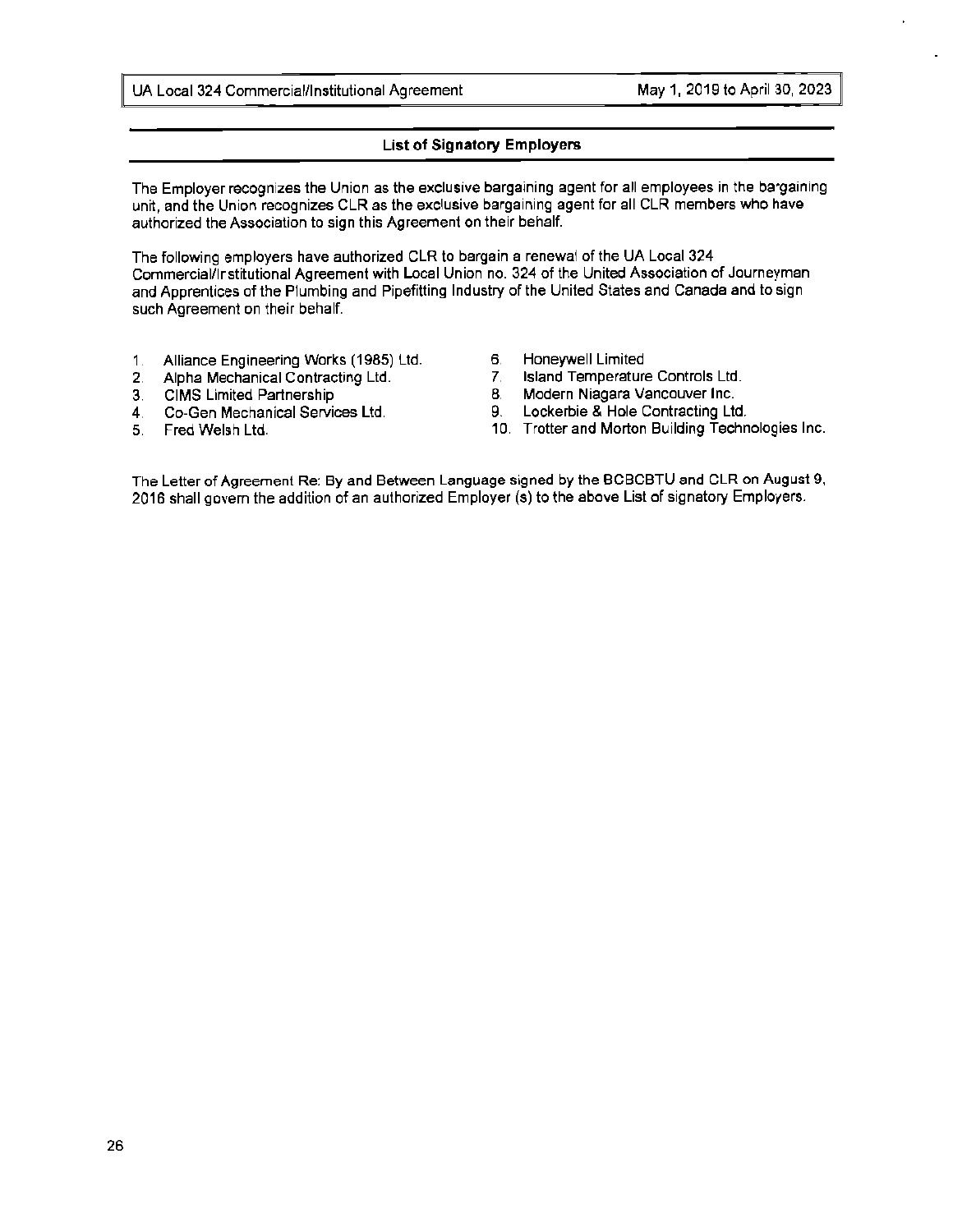## List of Signatory Employers

The Employer recognizes the Union as the exclusive bargaining agent for all employees in the bargaining unit, and the Union recognizes CLR as the exclusive bargaining agent for all CLR members who have authorized the Association to sign this Agreement on their behalf.

The following employers have authorized CLR to bargain a renewal of the UA Local 324 Commercial/Institutional Agreement with Local Union no. 324 of the United Association of Journeyman and Apprentices of the Plumbing and Pipefitting Industry of the United States and Canada and to sign such Agreement on their behalf.

1. Alliance Engineering Works (1985) Ltd.
2. Alpha Mechanical Contracting Ltd.
3. CIMS Limited Partnership
4. Co-Gen Mechanical Services Ltd.
5. Fred Welsh Ltd.
6. Honeywell Limited
7. Island Temperature Controls Ltd.
8. Modern Niagara Vancouver Inc.
9. Lockerbie & Hole Contracting Ltd.
10. Trotter and Morton Building Technologies Inc.

The Letter of Agreement Re: By and Between Language signed by the BCBCBTU and CLR on August 9, 2016 shall govern the addition of an authorized Employer (s) to the above List of signatory Employers.